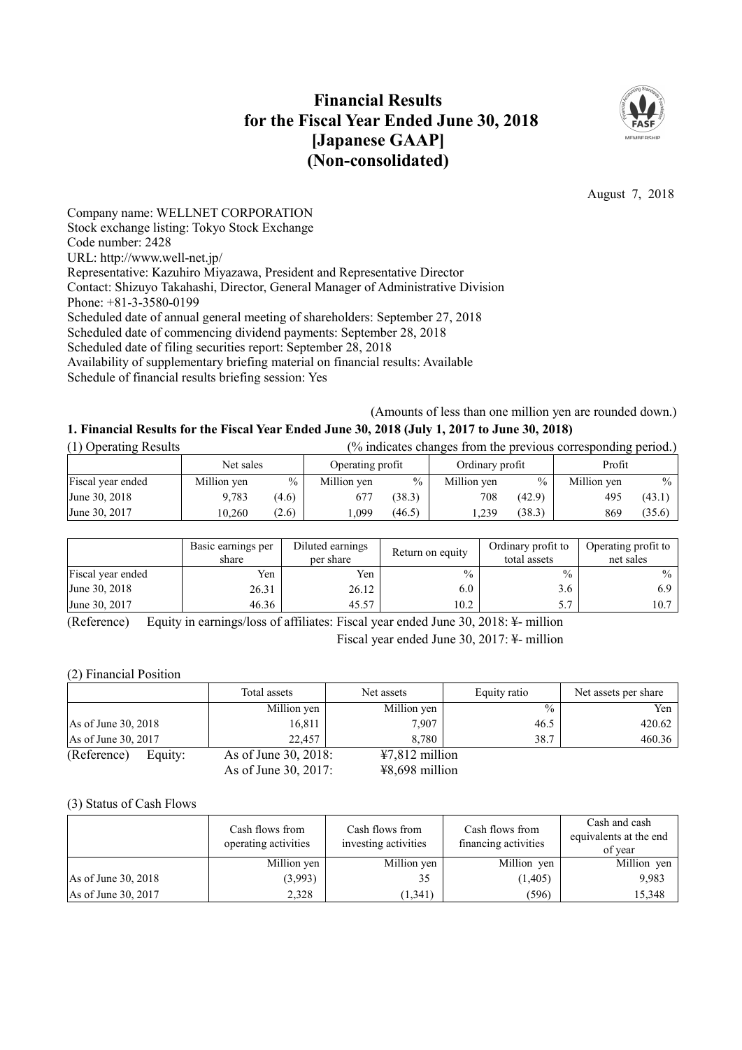# Financial Results for the Fiscal Year Ended June 30, 2018 [Japanese GAAP] (Non-consolidated)

August 7, 2018

Company name: WELLNET CORPORATION
Stock exchange listing: Tokyo Stock Exchange
Code number: 2428
URL: http://www.well-net.jp/
Representative: Kazuhiro Miyazawa, President and Representative Director
Contact: Shizuyo Takahashi, Director, General Manager of Administrative Division
Phone: +81-3-3580-0199
Scheduled date of annual general meeting of shareholders: September 27, 2018
Scheduled date of commencing dividend payments: September 28, 2018
Scheduled date of filing securities report: September 28, 2018
Availability of supplementary briefing material on financial results: Available
Schedule of financial results briefing session: Yes

(Amounts of less than one million yen are rounded down.)

## 1. Financial Results for the Fiscal Year Ended June 30, 2018 (July 1, 2017 to June 30, 2018)

(1) Operating Results (% indicates changes from the previous corresponding period.)

| | Net sales | | Operating profit | | Ordinary profit | | Profit | |
|---|---|---|---|---|---|---|---|---|
| Fiscal year ended | Million yen | % | Million yen | % | Million yen | % | Million yen | % |
| June 30, 2018 | 9,783 | (4.6) | 677 | (38.3) | 708 | (42.9) | 495 | (43.1) |
| June 30, 2017 | 10,260 | (2.6) | 1,099 | (46.5) | 1,239 | (38.3) | 869 | (35.6) |

| | Basic earnings per share | Diluted earnings per share | Return on equity | Ordinary profit to total assets | Operating profit to net sales |
|---|---|---|---|---|---|
| Fiscal year ended | Yen | Yen | % | % | % |
| June 30, 2018 | 26.31 | 26.12 | 6.0 | 3.6 | 6.9 |
| June 30, 2017 | 46.36 | 45.57 | 10.2 | 5.7 | 10.7 |

(Reference) Equity in earnings/loss of affiliates: Fiscal year ended June 30, 2018: ¥- million
Fiscal year ended June 30, 2017: ¥- million

(2) Financial Position

| | Total assets | Net assets | Equity ratio | Net assets per share |
|---|---|---|---|---|
| | Million yen | Million yen | % | Yen |
| As of June 30, 2018 | 16,811 | 7,907 | 46.5 | 420.62 |
| As of June 30, 2017 | 22,457 | 8,780 | 38.7 | 460.36 |

(Reference) Equity: As of June 30, 2018: ¥7,812 million
As of June 30, 2017: ¥8,698 million

(3) Status of Cash Flows

| | Cash flows from operating activities | Cash flows from investing activities | Cash flows from financing activities | Cash and cash equivalents at the end of year |
|---|---|---|---|---|
| | Million yen | Million yen | Million yen | Million yen |
| As of June 30, 2018 | (3,993) | 35 | (1,405) | 9,983 |
| As of June 30, 2017 | 2,328 | (1,341) | (596) | 15,348 |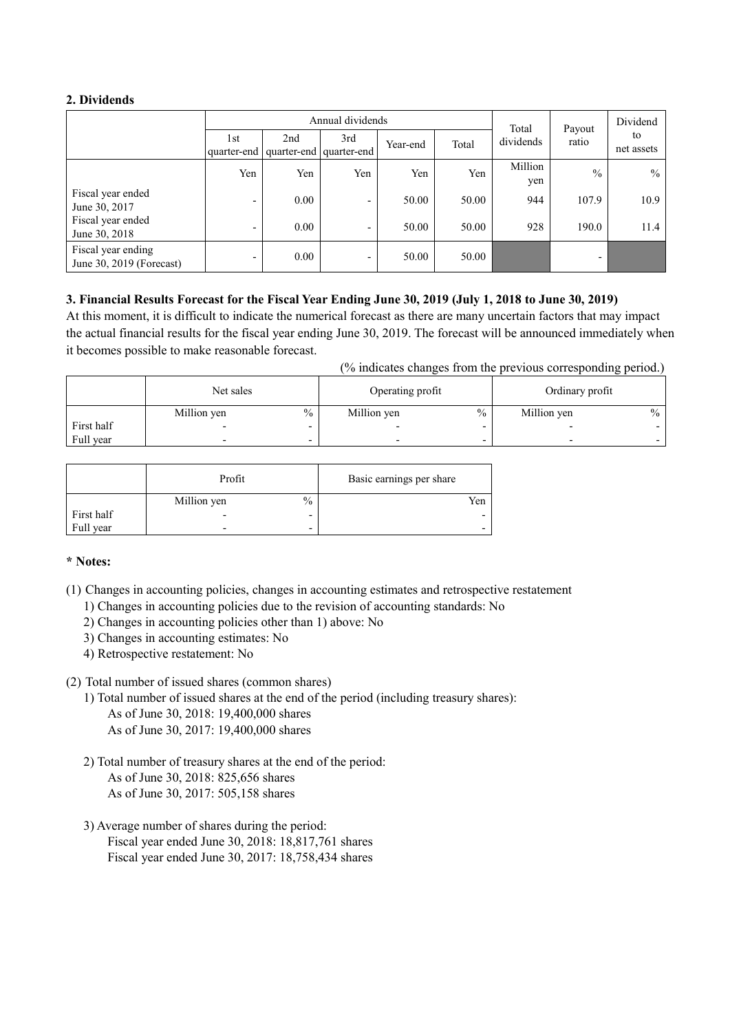## 2. Dividends

| | Annual dividends | | | | | Total dividends | Payout ratio | Dividend to net assets |
|---|---|---|---|---|---|---|---|---|
| | 1st quarter-end | 2nd quarter-end | 3rd quarter-end | Year-end | Total | | | |
| | Yen | Yen | Yen | Yen | Yen | Million yen | % | % |
| Fiscal year ended June 30, 2017 | - | 0.00 | - | 50.00 | 50.00 | 944 | 107.9 | 10.9 |
| Fiscal year ended June 30, 2018 | - | 0.00 | - | 50.00 | 50.00 | 928 | 190.0 | 11.4 |
| Fiscal year ending June 30, 2019 (Forecast) | - | 0.00 | - | 50.00 | 50.00 | | - | |

## 3. Financial Results Forecast for the Fiscal Year Ending June 30, 2019 (July 1, 2018 to June 30, 2019)

At this moment, it is difficult to indicate the numerical forecast as there are many uncertain factors that may impact the actual financial results for the fiscal year ending June 30, 2019. The forecast will be announced immediately when it becomes possible to make reasonable forecast.

(% indicates changes from the previous corresponding period.)

| | Net sales | | Operating profit | | Ordinary profit | |
|---|---|---|---|---|---|---|
| | Million yen | % | Million yen | % | Million yen | % |
| First half | - | - | - | - | - | - |
| Full year | - | - | - | - | - | - |

| | Profit | | Basic earnings per share |
|---|---|---|---|
| | Million yen | % | Yen |
| First half | - | - | - |
| Full year | - | - | - |

**\* Notes:**

(1) Changes in accounting policies, changes in accounting estimates and retrospective restatement
  1) Changes in accounting policies due to the revision of accounting standards: No
  2) Changes in accounting policies other than 1) above: No
  3) Changes in accounting estimates: No
  4) Retrospective restatement: No

(2) Total number of issued shares (common shares)
  1) Total number of issued shares at the end of the period (including treasury shares):
    As of June 30, 2018: 19,400,000 shares
    As of June 30, 2017: 19,400,000 shares

  2) Total number of treasury shares at the end of the period:
    As of June 30, 2018: 825,656 shares
    As of June 30, 2017: 505,158 shares

  3) Average number of shares during the period:
    Fiscal year ended June 30, 2018: 18,817,761 shares
    Fiscal year ended June 30, 2017: 18,758,434 shares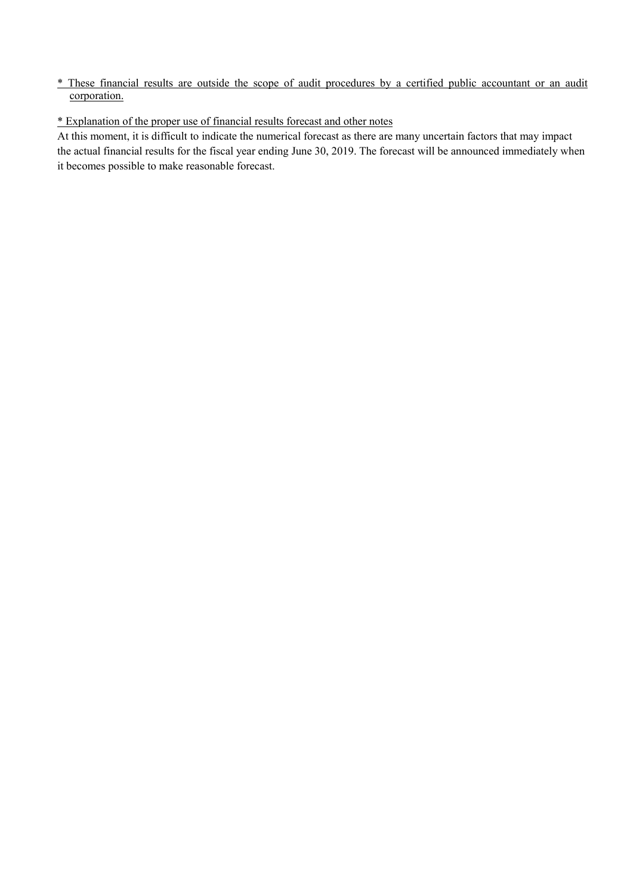* These financial results are outside the scope of audit procedures by a certified public accountant or an audit corporation.

* Explanation of the proper use of financial results forecast and other notes

At this moment, it is difficult to indicate the numerical forecast as there are many uncertain factors that may impact the actual financial results for the fiscal year ending June 30, 2019. The forecast will be announced immediately when it becomes possible to make reasonable forecast.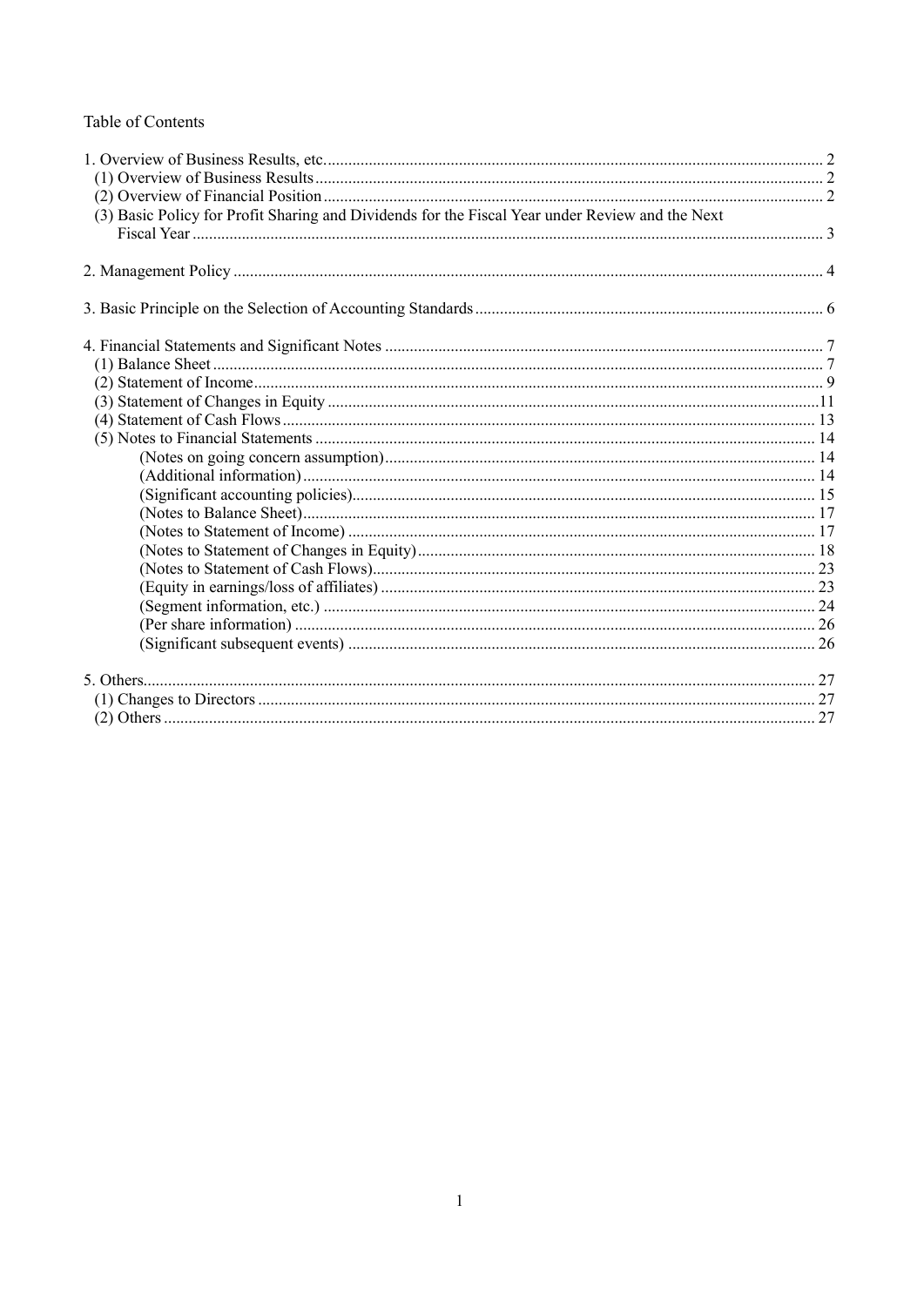## Table of Contents

| | |
|---|---|
| 1. Overview of Business Results, etc. | 2 |
| (1) Overview of Business Results | 2 |
| (2) Overview of Financial Position | 2 |
| (3) Basic Policy for Profit Sharing and Dividends for the Fiscal Year under Review and the Next Fiscal Year | 3 |
| 2. Management Policy | 4 |
| 3. Basic Principle on the Selection of Accounting Standards | 6 |
| 4. Financial Statements and Significant Notes | 7 |
| (1) Balance Sheet | 7 |
| (2) Statement of Income | 9 |
| (3) Statement of Changes in Equity | 11 |
| (4) Statement of Cash Flows | 13 |
| (5) Notes to Financial Statements | 14 |
| (Notes on going concern assumption) | 14 |
| (Additional information) | 14 |
| (Significant accounting policies) | 15 |
| (Notes to Balance Sheet) | 17 |
| (Notes to Statement of Income) | 17 |
| (Notes to Statement of Changes in Equity) | 18 |
| (Notes to Statement of Cash Flows) | 23 |
| (Equity in earnings/loss of affiliates) | 23 |
| (Segment information, etc.) | 24 |
| (Per share information) | 26 |
| (Significant subsequent events) | 26 |
| 5. Others | 27 |
| (1) Changes to Directors | 27 |
| (2) Others | 27 |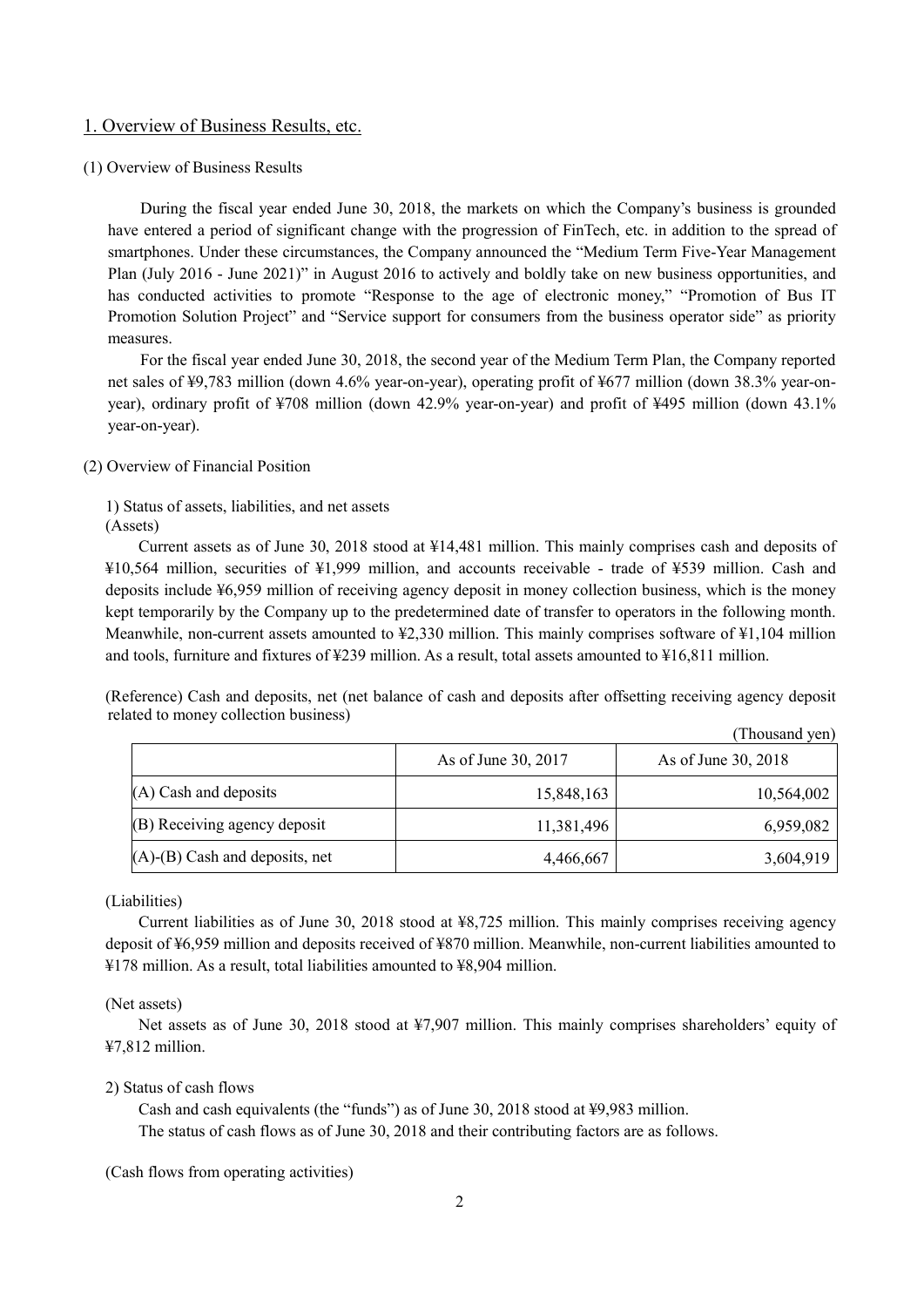## 1. Overview of Business Results, etc.

### (1) Overview of Business Results

During the fiscal year ended June 30, 2018, the markets on which the Company's business is grounded have entered a period of significant change with the progression of FinTech, etc. in addition to the spread of smartphones. Under these circumstances, the Company announced the "Medium Term Five-Year Management Plan (July 2016 - June 2021)" in August 2016 to actively and boldly take on new business opportunities, and has conducted activities to promote "Response to the age of electronic money," "Promotion of Bus IT Promotion Solution Project" and "Service support for consumers from the business operator side" as priority measures.

For the fiscal year ended June 30, 2018, the second year of the Medium Term Plan, the Company reported net sales of ¥9,783 million (down 4.6% year-on-year), operating profit of ¥677 million (down 38.3% year-on-year), ordinary profit of ¥708 million (down 42.9% year-on-year) and profit of ¥495 million (down 43.1% year-on-year).

### (2) Overview of Financial Position

1) Status of assets, liabilities, and net assets

(Assets)

Current assets as of June 30, 2018 stood at ¥14,481 million. This mainly comprises cash and deposits of ¥10,564 million, securities of ¥1,999 million, and accounts receivable - trade of ¥539 million. Cash and deposits include ¥6,959 million of receiving agency deposit in money collection business, which is the money kept temporarily by the Company up to the predetermined date of transfer to operators in the following month. Meanwhile, non-current assets amounted to ¥2,330 million. This mainly comprises software of ¥1,104 million and tools, furniture and fixtures of ¥239 million. As a result, total assets amounted to ¥16,811 million.

(Reference) Cash and deposits, net (net balance of cash and deposits after offsetting receiving agency deposit related to money collection business)

(Thousand yen)

| | As of June 30, 2017 | As of June 30, 2018 |
|---|---|---|
| (A) Cash and deposits | 15,848,163 | 10,564,002 |
| (B) Receiving agency deposit | 11,381,496 | 6,959,082 |
| (A)-(B) Cash and deposits, net | 4,466,667 | 3,604,919 |

(Liabilities)

Current liabilities as of June 30, 2018 stood at ¥8,725 million. This mainly comprises receiving agency deposit of ¥6,959 million and deposits received of ¥870 million. Meanwhile, non-current liabilities amounted to ¥178 million. As a result, total liabilities amounted to ¥8,904 million.

(Net assets)

Net assets as of June 30, 2018 stood at ¥7,907 million. This mainly comprises shareholders' equity of ¥7,812 million.

2) Status of cash flows

Cash and cash equivalents (the "funds") as of June 30, 2018 stood at ¥9,983 million.

The status of cash flows as of June 30, 2018 and their contributing factors are as follows.

(Cash flows from operating activities)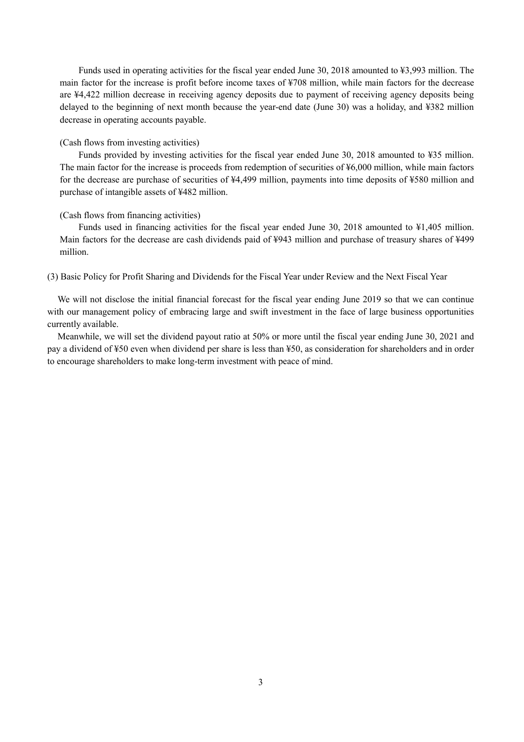Funds used in operating activities for the fiscal year ended June 30, 2018 amounted to ¥3,993 million. The main factor for the increase is profit before income taxes of ¥708 million, while main factors for the decrease are ¥4,422 million decrease in receiving agency deposits due to payment of receiving agency deposits being delayed to the beginning of next month because the year-end date (June 30) was a holiday, and ¥382 million decrease in operating accounts payable.

(Cash flows from investing activities)

Funds provided by investing activities for the fiscal year ended June 30, 2018 amounted to ¥35 million. The main factor for the increase is proceeds from redemption of securities of ¥6,000 million, while main factors for the decrease are purchase of securities of ¥4,499 million, payments into time deposits of ¥580 million and purchase of intangible assets of ¥482 million.

(Cash flows from financing activities)

Funds used in financing activities for the fiscal year ended June 30, 2018 amounted to ¥1,405 million. Main factors for the decrease are cash dividends paid of ¥943 million and purchase of treasury shares of ¥499 million.

### (3) Basic Policy for Profit Sharing and Dividends for the Fiscal Year under Review and the Next Fiscal Year

We will not disclose the initial financial forecast for the fiscal year ending June 2019 so that we can continue with our management policy of embracing large and swift investment in the face of large business opportunities currently available.

Meanwhile, we will set the dividend payout ratio at 50% or more until the fiscal year ending June 30, 2021 and pay a dividend of ¥50 even when dividend per share is less than ¥50, as consideration for shareholders and in order to encourage shareholders to make long-term investment with peace of mind.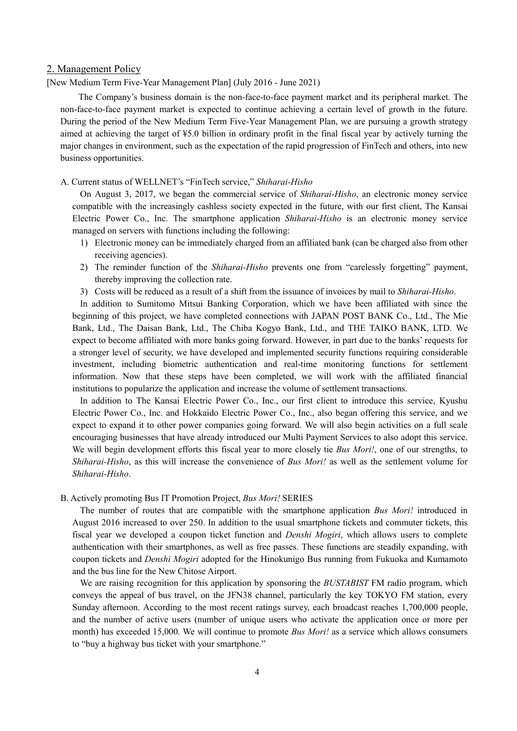## 2. Management Policy

[New Medium Term Five-Year Management Plan] (July 2016 - June 2021)

The Company's business domain is the non-face-to-face payment market and its peripheral market. The non-face-to-face payment market is expected to continue achieving a certain level of growth in the future. During the period of the New Medium Term Five-Year Management Plan, we are pursuing a growth strategy aimed at achieving the target of ¥5.0 billion in ordinary profit in the final fiscal year by actively turning the major changes in environment, such as the expectation of the rapid progression of FinTech and others, into new business opportunities.

A. Current status of WELLNET's "FinTech service," *Shiharai-Hisho*

On August 3, 2017, we began the commercial service of *Shiharai-Hisho*, an electronic money service compatible with the increasingly cashless society expected in the future, with our first client, The Kansai Electric Power Co., Inc. The smartphone application *Shiharai-Hisho* is an electronic money service managed on servers with functions including the following:

1) Electronic money can be immediately charged from an affiliated bank (can be charged also from other receiving agencies).
2) The reminder function of the *Shiharai-Hisho* prevents one from "carelessly forgetting" payment, thereby improving the collection rate.
3) Costs will be reduced as a result of a shift from the issuance of invoices by mail to *Shiharai-Hisho*.

In addition to Sumitomo Mitsui Banking Corporation, which we have been affiliated with since the beginning of this project, we have completed connections with JAPAN POST BANK Co., Ltd., The Mie Bank, Ltd., The Daisan Bank, Ltd., The Chiba Kogyo Bank, Ltd., and THE TAIKO BANK, LTD. We expect to become affiliated with more banks going forward. However, in part due to the banks' requests for a stronger level of security, we have developed and implemented security functions requiring considerable investment, including biometric authentication and real-time monitoring functions for settlement information. Now that these steps have been completed, we will work with the affiliated financial institutions to popularize the application and increase the volume of settlement transactions.

In addition to The Kansai Electric Power Co., Inc., our first client to introduce this service, Kyushu Electric Power Co., Inc. and Hokkaido Electric Power Co., Inc., also began offering this service, and we expect to expand it to other power companies going forward. We will also begin activities on a full scale encouraging businesses that have already introduced our Multi Payment Services to also adopt this service. We will begin development efforts this fiscal year to more closely tie *Bus Mori!*, one of our strengths, to *Shiharai-Hisho*, as this will increase the convenience of *Bus Mori!* as well as the settlement volume for *Shiharai-Hisho*.

B. Actively promoting Bus IT Promotion Project, *Bus Mori!* SERIES

The number of routes that are compatible with the smartphone application *Bus Mori!* introduced in August 2016 increased to over 250. In addition to the usual smartphone tickets and commuter tickets, this fiscal year we developed a coupon ticket function and *Denshi Mogiri*, which allows users to complete authentication with their smartphones, as well as free passes. These functions are steadily expanding, with coupon tickets and *Denshi Mogiri* adopted for the Hinokunigo Bus running from Fukuoka and Kumamoto and the bus line for the New Chitose Airport.

We are raising recognition for this application by sponsoring the *BUSTABIST* FM radio program, which conveys the appeal of bus travel, on the JFN38 channel, particularly the key TOKYO FM station, every Sunday afternoon. According to the most recent ratings survey, each broadcast reaches 1,700,000 people, and the number of active users (number of unique users who activate the application once or more per month) has exceeded 15,000. We will continue to promote *Bus Mori!* as a service which allows consumers to "buy a highway bus ticket with your smartphone."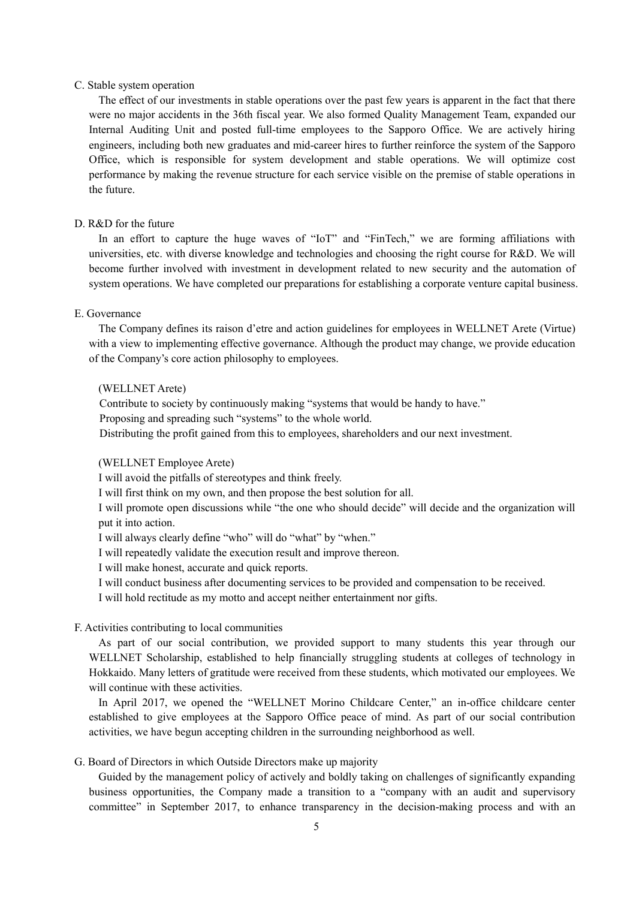C. Stable system operation

The effect of our investments in stable operations over the past few years is apparent in the fact that there were no major accidents in the 36th fiscal year. We also formed Quality Management Team, expanded our Internal Auditing Unit and posted full-time employees to the Sapporo Office. We are actively hiring engineers, including both new graduates and mid-career hires to further reinforce the system of the Sapporo Office, which is responsible for system development and stable operations. We will optimize cost performance by making the revenue structure for each service visible on the premise of stable operations in the future.

D. R&D for the future

In an effort to capture the huge waves of "IoT" and "FinTech," we are forming affiliations with universities, etc. with diverse knowledge and technologies and choosing the right course for R&D. We will become further involved with investment in development related to new security and the automation of system operations. We have completed our preparations for establishing a corporate venture capital business.

E. Governance

The Company defines its raison d'etre and action guidelines for employees in WELLNET Arete (Virtue) with a view to implementing effective governance. Although the product may change, we provide education of the Company's core action philosophy to employees.

(WELLNET Arete)

Contribute to society by continuously making "systems that would be handy to have."
Proposing and spreading such "systems" to the whole world.
Distributing the profit gained from this to employees, shareholders and our next investment.

(WELLNET Employee Arete)

I will avoid the pitfalls of stereotypes and think freely.
I will first think on my own, and then propose the best solution for all.
I will promote open discussions while "the one who should decide" will decide and the organization will put it into action.
I will always clearly define "who" will do "what" by "when."
I will repeatedly validate the execution result and improve thereon.
I will make honest, accurate and quick reports.
I will conduct business after documenting services to be provided and compensation to be received.
I will hold rectitude as my motto and accept neither entertainment nor gifts.

F. Activities contributing to local communities

As part of our social contribution, we provided support to many students this year through our WELLNET Scholarship, established to help financially struggling students at colleges of technology in Hokkaido. Many letters of gratitude were received from these students, which motivated our employees. We will continue with these activities.

In April 2017, we opened the "WELLNET Morino Childcare Center," an in-office childcare center established to give employees at the Sapporo Office peace of mind. As part of our social contribution activities, we have begun accepting children in the surrounding neighborhood as well.

G. Board of Directors in which Outside Directors make up majority

Guided by the management policy of actively and boldly taking on challenges of significantly expanding business opportunities, the Company made a transition to a "company with an audit and supervisory committee" in September 2017, to enhance transparency in the decision-making process and with an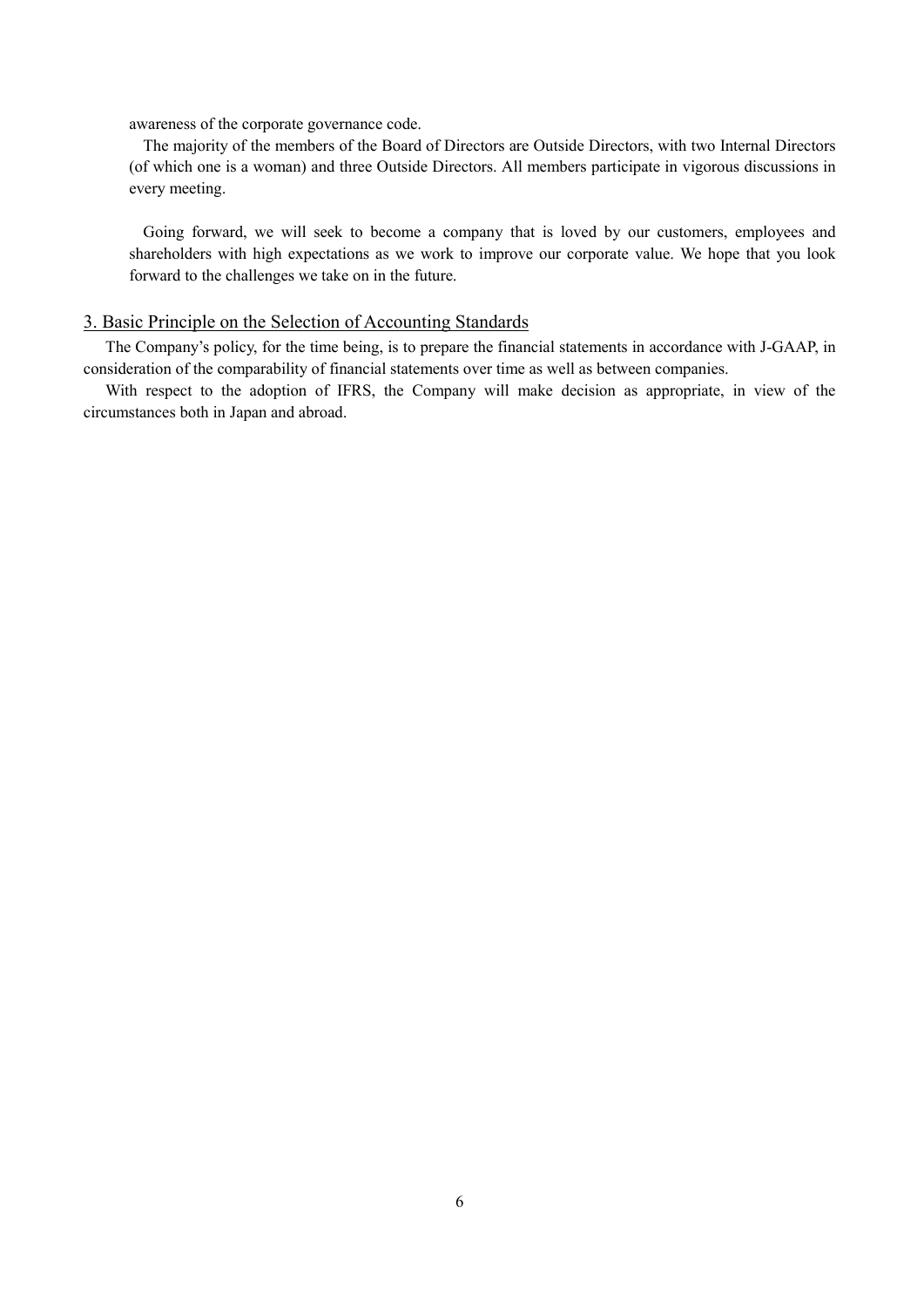awareness of the corporate governance code.

The majority of the members of the Board of Directors are Outside Directors, with two Internal Directors (of which one is a woman) and three Outside Directors. All members participate in vigorous discussions in every meeting.

Going forward, we will seek to become a company that is loved by our customers, employees and shareholders with high expectations as we work to improve our corporate value. We hope that you look forward to the challenges we take on in the future.

## 3. Basic Principle on the Selection of Accounting Standards

The Company's policy, for the time being, is to prepare the financial statements in accordance with J-GAAP, in consideration of the comparability of financial statements over time as well as between companies.

With respect to the adoption of IFRS, the Company will make decision as appropriate, in view of the circumstances both in Japan and abroad.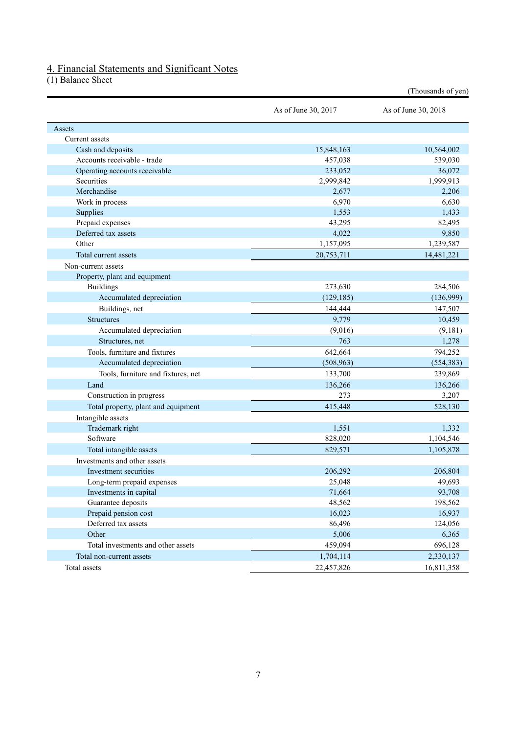## 4. Financial Statements and Significant Notes

(1) Balance Sheet

(Thousands of yen)

| | As of June 30, 2017 | As of June 30, 2018 |
|---|---|---|
| Assets | | |
| Current assets | | |
| Cash and deposits | 15,848,163 | 10,564,002 |
| Accounts receivable - trade | 457,038 | 539,030 |
| Operating accounts receivable | 233,052 | 36,072 |
| Securities | 2,999,842 | 1,999,913 |
| Merchandise | 2,677 | 2,206 |
| Work in process | 6,970 | 6,630 |
| Supplies | 1,553 | 1,433 |
| Prepaid expenses | 43,295 | 82,495 |
| Deferred tax assets | 4,022 | 9,850 |
| Other | 1,157,095 | 1,239,587 |
| Total current assets | 20,753,711 | 14,481,221 |
| Non-current assets | | |
| Property, plant and equipment | | |
| Buildings | 273,630 | 284,506 |
| Accumulated depreciation | (129,185) | (136,999) |
| Buildings, net | 144,444 | 147,507 |
| Structures | 9,779 | 10,459 |
| Accumulated depreciation | (9,016) | (9,181) |
| Structures, net | 763 | 1,278 |
| Tools, furniture and fixtures | 642,664 | 794,252 |
| Accumulated depreciation | (508,963) | (554,383) |
| Tools, furniture and fixtures, net | 133,700 | 239,869 |
| Land | 136,266 | 136,266 |
| Construction in progress | 273 | 3,207 |
| Total property, plant and equipment | 415,448 | 528,130 |
| Intangible assets | | |
| Trademark right | 1,551 | 1,332 |
| Software | 828,020 | 1,104,546 |
| Total intangible assets | 829,571 | 1,105,878 |
| Investments and other assets | | |
| Investment securities | 206,292 | 206,804 |
| Long-term prepaid expenses | 25,048 | 49,693 |
| Investments in capital | 71,664 | 93,708 |
| Guarantee deposits | 48,562 | 198,562 |
| Prepaid pension cost | 16,023 | 16,937 |
| Deferred tax assets | 86,496 | 124,056 |
| Other | 5,006 | 6,365 |
| Total investments and other assets | 459,094 | 696,128 |
| Total non-current assets | 1,704,114 | 2,330,137 |
| Total assets | 22,457,826 | 16,811,358 |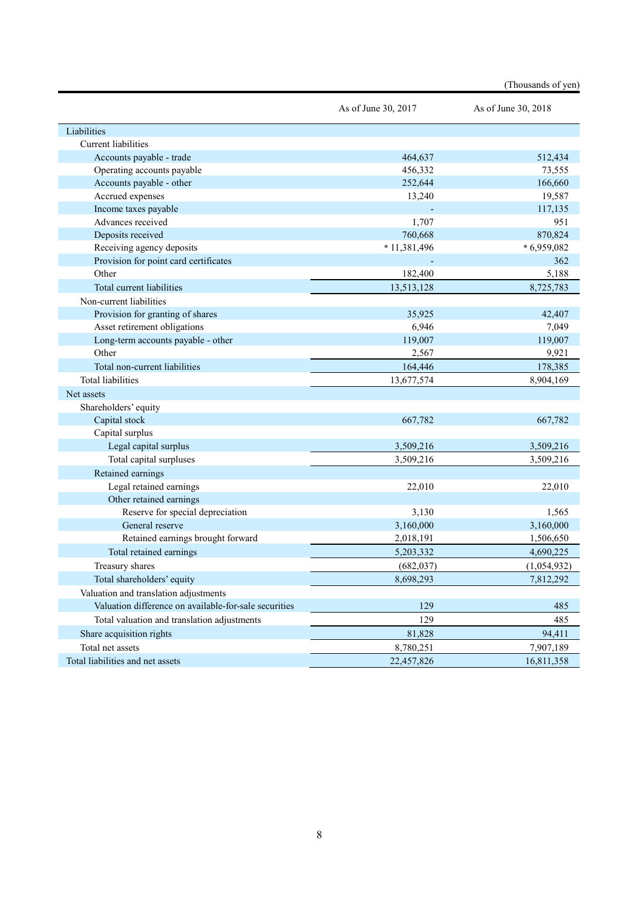(Thousands of yen)

| | As of June 30, 2017 | As of June 30, 2018 |
|---|---|---|
| Liabilities | | |
| Current liabilities | | |
| Accounts payable - trade | 464,637 | 512,434 |
| Operating accounts payable | 456,332 | 73,555 |
| Accounts payable - other | 252,644 | 166,660 |
| Accrued expenses | 13,240 | 19,587 |
| Income taxes payable | - | 117,135 |
| Advances received | 1,707 | 951 |
| Deposits received | 760,668 | 870,824 |
| Receiving agency deposits | * 11,381,496 | * 6,959,082 |
| Provision for point card certificates | - | 362 |
| Other | 182,400 | 5,188 |
| Total current liabilities | 13,513,128 | 8,725,783 |
| Non-current liabilities | | |
| Provision for granting of shares | 35,925 | 42,407 |
| Asset retirement obligations | 6,946 | 7,049 |
| Long-term accounts payable - other | 119,007 | 119,007 |
| Other | 2,567 | 9,921 |
| Total non-current liabilities | 164,446 | 178,385 |
| Total liabilities | 13,677,574 | 8,904,169 |
| Net assets | | |
| Shareholders' equity | | |
| Capital stock | 667,782 | 667,782 |
| Capital surplus | | |
| Legal capital surplus | 3,509,216 | 3,509,216 |
| Total capital surpluses | 3,509,216 | 3,509,216 |
| Retained earnings | | |
| Legal retained earnings | 22,010 | 22,010 |
| Other retained earnings | | |
| Reserve for special depreciation | 3,130 | 1,565 |
| General reserve | 3,160,000 | 3,160,000 |
| Retained earnings brought forward | 2,018,191 | 1,506,650 |
| Total retained earnings | 5,203,332 | 4,690,225 |
| Treasury shares | (682,037) | (1,054,932) |
| Total shareholders' equity | 8,698,293 | 7,812,292 |
| Valuation and translation adjustments | | |
| Valuation difference on available-for-sale securities | 129 | 485 |
| Total valuation and translation adjustments | 129 | 485 |
| Share acquisition rights | 81,828 | 94,411 |
| Total net assets | 8,780,251 | 7,907,189 |
| Total liabilities and net assets | 22,457,826 | 16,811,358 |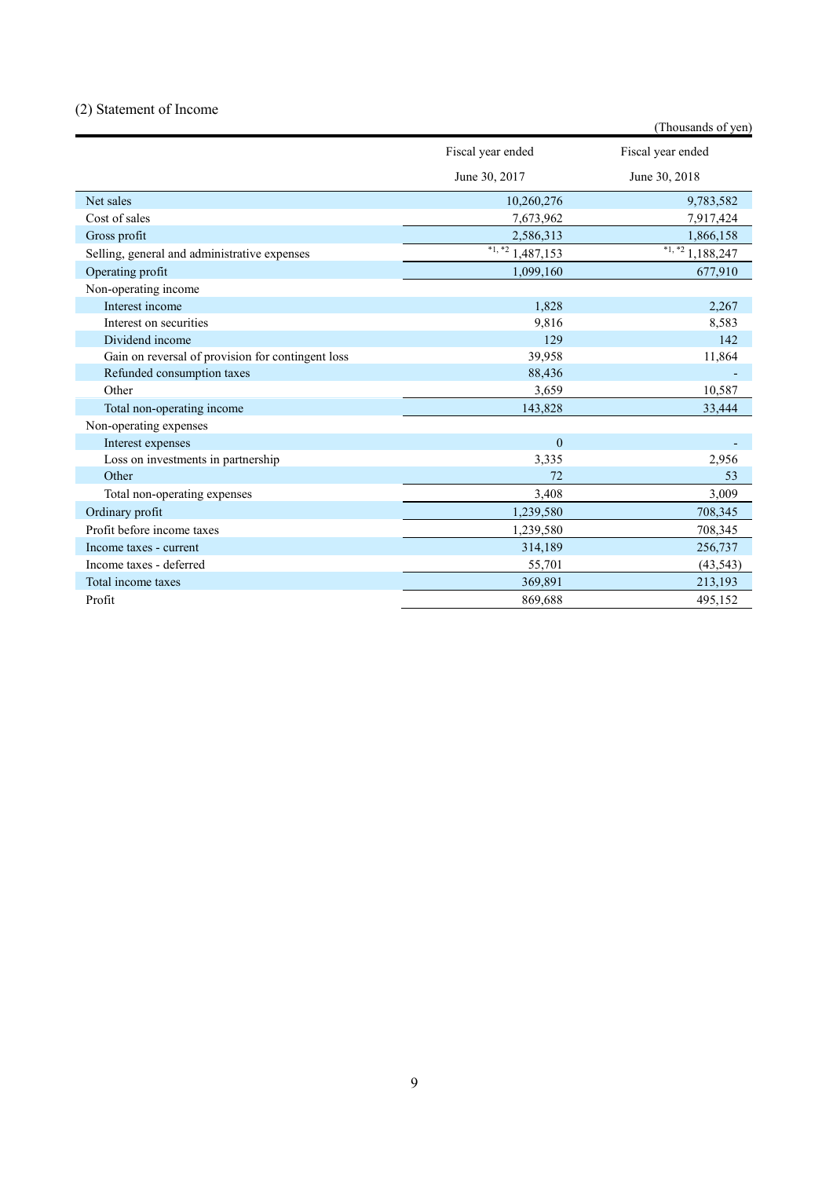## (2) Statement of Income

(Thousands of yen)

| | Fiscal year ended June 30, 2017 | Fiscal year ended June 30, 2018 |
|---|---|---|
| Net sales | 10,260,276 | 9,783,582 |
| Cost of sales | 7,673,962 | 7,917,424 |
| Gross profit | 2,586,313 | 1,866,158 |
| Selling, general and administrative expenses | *1, *2 1,487,153 | *1, *2 1,188,247 |
| Operating profit | 1,099,160 | 677,910 |
| Non-operating income | | |
| Interest income | 1,828 | 2,267 |
| Interest on securities | 9,816 | 8,583 |
| Dividend income | 129 | 142 |
| Gain on reversal of provision for contingent loss | 39,958 | 11,864 |
| Refunded consumption taxes | 88,436 | - |
| Other | 3,659 | 10,587 |
| Total non-operating income | 143,828 | 33,444 |
| Non-operating expenses | | |
| Interest expenses | 0 | - |
| Loss on investments in partnership | 3,335 | 2,956 |
| Other | 72 | 53 |
| Total non-operating expenses | 3,408 | 3,009 |
| Ordinary profit | 1,239,580 | 708,345 |
| Profit before income taxes | 1,239,580 | 708,345 |
| Income taxes - current | 314,189 | 256,737 |
| Income taxes - deferred | 55,701 | (43,543) |
| Total income taxes | 369,891 | 213,193 |
| Profit | 869,688 | 495,152 |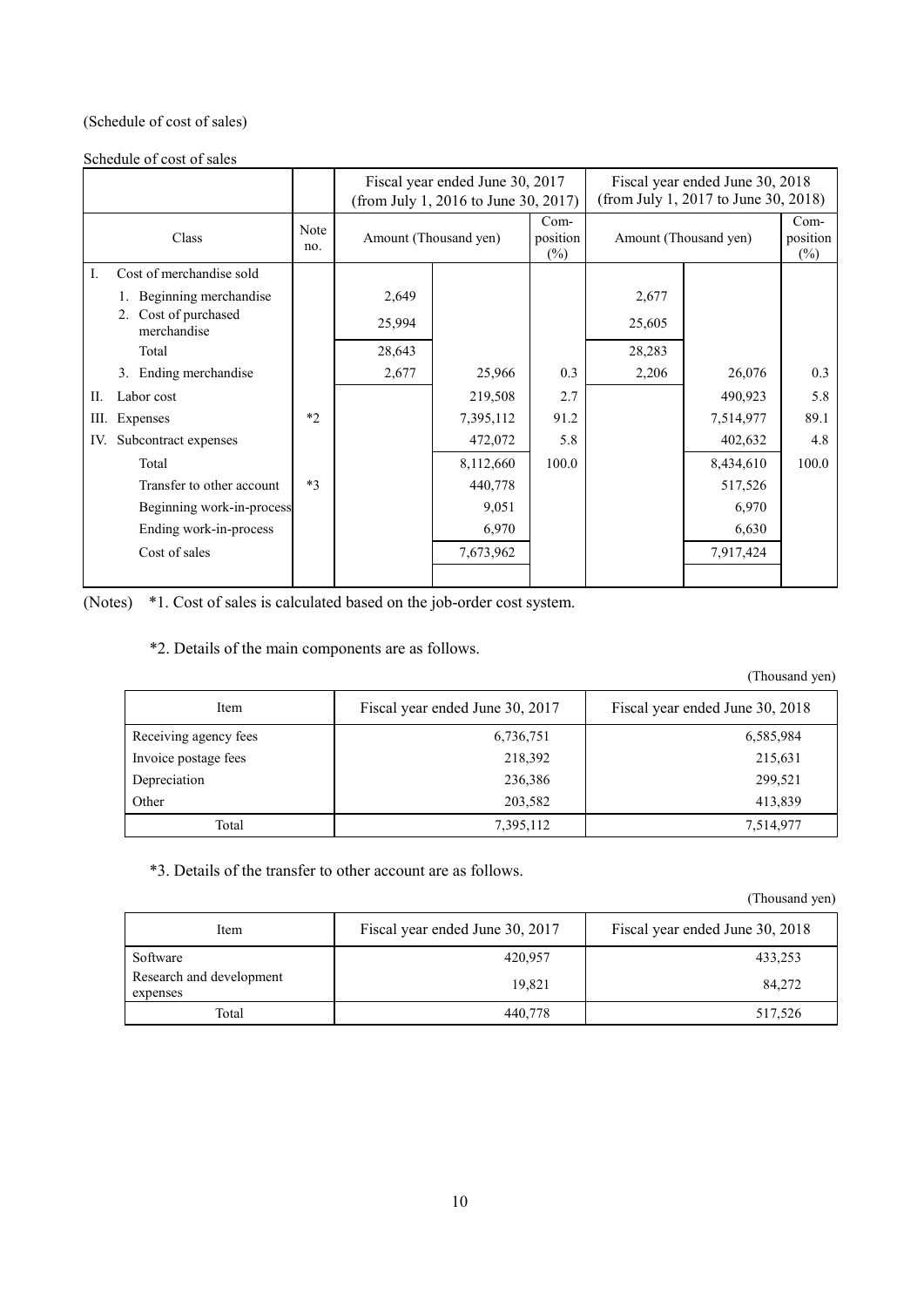(Schedule of cost of sales)

Schedule of cost of sales

| Class | Note no. | Fiscal year ended June 30, 2017 (from July 1, 2016 to June 30, 2017) | | | Fiscal year ended June 30, 2018 (from July 1, 2017 to June 30, 2018) | | |
|---|---|---|---|---|---|---|---|
| | | Amount (Thousand yen) | | Com-position (%) | Amount (Thousand yen) | | Com-position (%) |
| I. Cost of merchandise sold | | | | | | | |
| 1. Beginning merchandise | | 2,649 | | | 2,677 | | |
| 2. Cost of purchased merchandise | | 25,994 | | | 25,605 | | |
| Total | | 28,643 | | | 28,283 | | |
| 3. Ending merchandise | | 2,677 | 25,966 | 0.3 | 2,206 | 26,076 | 0.3 |
| II. Labor cost | | | 219,508 | 2.7 | | 490,923 | 5.8 |
| III. Expenses | *2 | | 7,395,112 | 91.2 | | 7,514,977 | 89.1 |
| IV. Subcontract expenses | | | 472,072 | 5.8 | | 402,632 | 4.8 |
| Total | | | 8,112,660 | 100.0 | | 8,434,610 | 100.0 |
| Transfer to other account | *3 | | 440,778 | | | 517,526 | |
| Beginning work-in-process | | | 9,051 | | | 6,970 | |
| Ending work-in-process | | | 6,970 | | | 6,630 | |
| Cost of sales | | | 7,673,962 | | | 7,917,424 | |

(Notes) *1. Cost of sales is calculated based on the job-order cost system.

*2. Details of the main components are as follows.

(Thousand yen)

| Item | Fiscal year ended June 30, 2017 | Fiscal year ended June 30, 2018 |
|---|---|---|
| Receiving agency fees | 6,736,751 | 6,585,984 |
| Invoice postage fees | 218,392 | 215,631 |
| Depreciation | 236,386 | 299,521 |
| Other | 203,582 | 413,839 |
| Total | 7,395,112 | 7,514,977 |

*3. Details of the transfer to other account are as follows.

(Thousand yen)

| Item | Fiscal year ended June 30, 2017 | Fiscal year ended June 30, 2018 |
|---|---|---|
| Software | 420,957 | 433,253 |
| Research and development expenses | 19,821 | 84,272 |
| Total | 440,778 | 517,526 |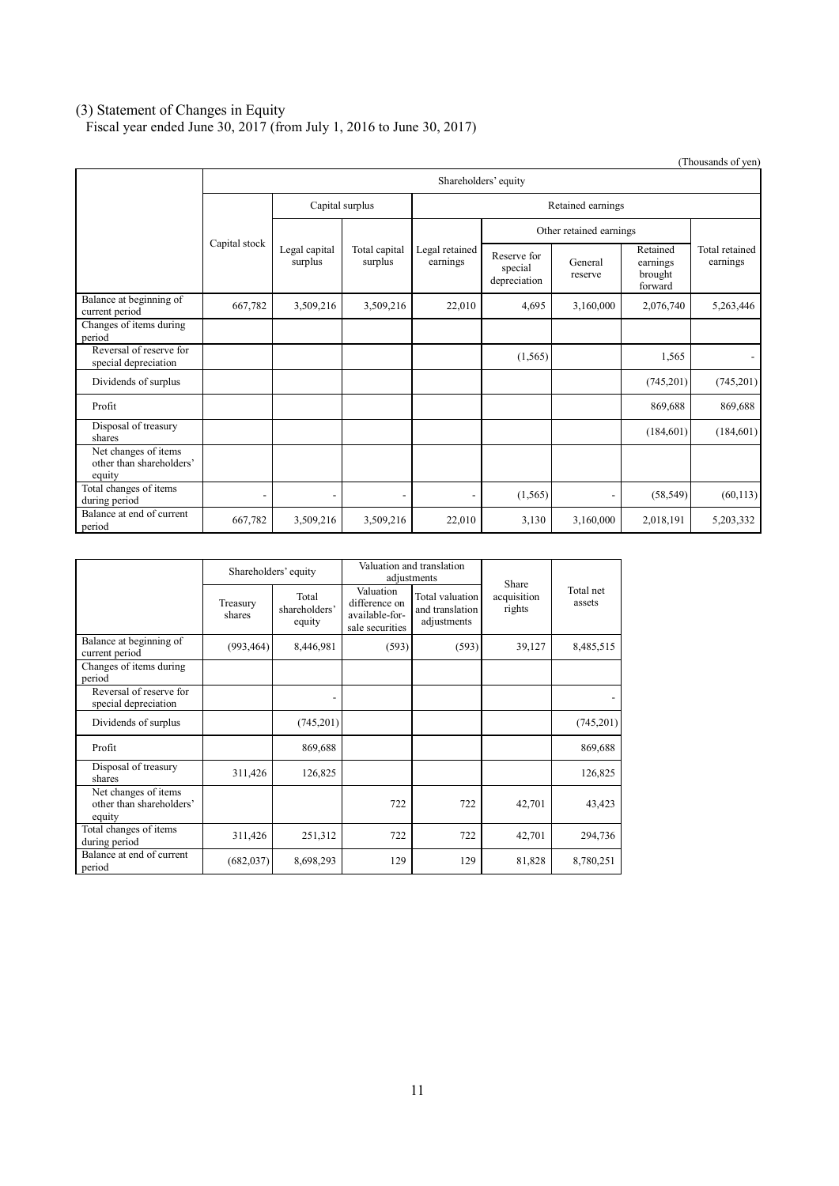## (3) Statement of Changes in Equity

Fiscal year ended June 30, 2017 (from July 1, 2016 to June 30, 2017)

(Thousands of yen)

| | Shareholders' equity | | | | | | | |
|---|---|---|---|---|---|---|---|---|
| | Capital stock | Capital surplus | | Retained earnings | | | | |
| | | Legal capital surplus | Total capital surplus | Legal retained earnings | Other retained earnings | | | Total retained earnings |
| | | | | | Reserve for special depreciation | General reserve | Retained earnings brought forward | |
| Balance at beginning of current period | 667,782 | 3,509,216 | 3,509,216 | 22,010 | 4,695 | 3,160,000 | 2,076,740 | 5,263,446 |
| Changes of items during period | | | | | | | | |
| Reversal of reserve for special depreciation | | | | | (1,565) | | 1,565 | - |
| Dividends of surplus | | | | | | | (745,201) | (745,201) |
| Profit | | | | | | | 869,688 | 869,688 |
| Disposal of treasury shares | | | | | | | (184,601) | (184,601) |
| Net changes of items other than shareholders' equity | | | | | | | | |
| Total changes of items during period | - | - | - | - | (1,565) | - | (58,549) | (60,113) |
| Balance at end of current period | 667,782 | 3,509,216 | 3,509,216 | 22,010 | 3,130 | 3,160,000 | 2,018,191 | 5,203,332 |

| | Shareholders' equity | | Valuation and translation adjustments | | Share acquisition rights | Total net assets |
|---|---|---|---|---|---|---|
| | Treasury shares | Total shareholders' equity | Valuation difference on available-for-sale securities | Total valuation and translation adjustments | | |
| Balance at beginning of current period | (993,464) | 8,446,981 | (593) | (593) | 39,127 | 8,485,515 |
| Changes of items during period | | | | | | |
| Reversal of reserve for special depreciation | | - | | | | - |
| Dividends of surplus | | (745,201) | | | | (745,201) |
| Profit | | 869,688 | | | | 869,688 |
| Disposal of treasury shares | 311,426 | 126,825 | | | | 126,825 |
| Net changes of items other than shareholders' equity | | | 722 | 722 | 42,701 | 43,423 |
| Total changes of items during period | 311,426 | 251,312 | 722 | 722 | 42,701 | 294,736 |
| Balance at end of current period | (682,037) | 8,698,293 | 129 | 129 | 81,828 | 8,780,251 |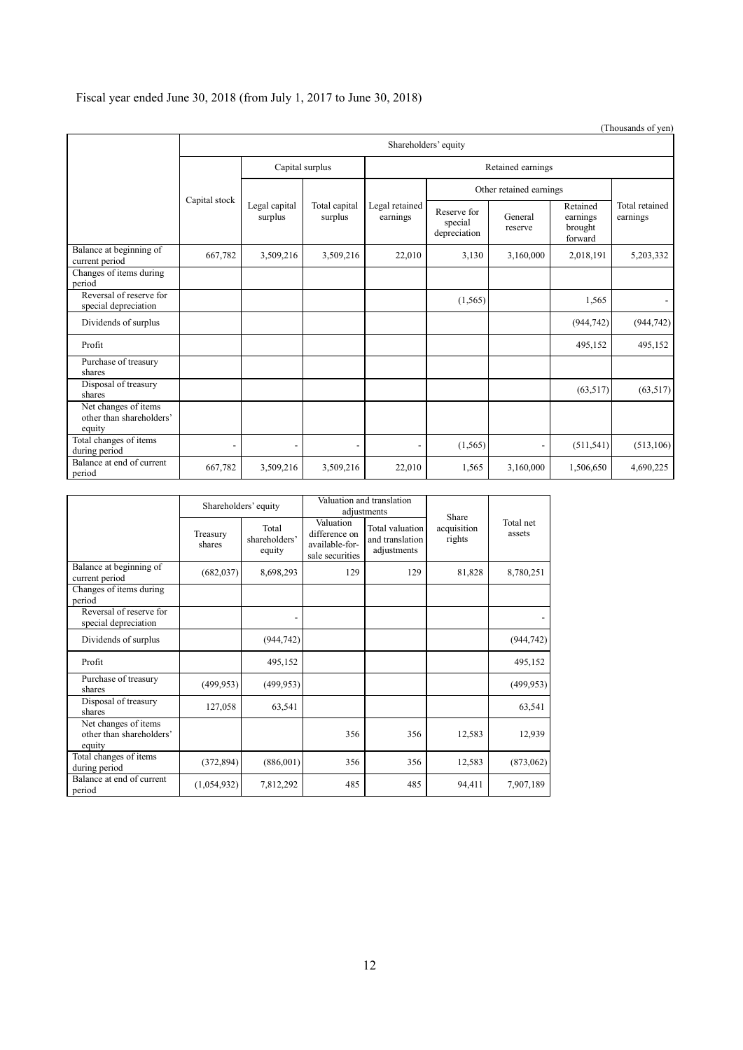Fiscal year ended June 30, 2018 (from July 1, 2017 to June 30, 2018)

(Thousands of yen)

| | Shareholders' equity | | | | | | | |
|---|---|---|---|---|---|---|---|---|
| | | Capital surplus | | Retained earnings | | | | |
| | | | | | Other retained earnings | | | |
| | Capital stock | Legal capital surplus | Total capital surplus | Legal retained earnings | Reserve for special depreciation | General reserve | Retained earnings brought forward | Total retained earnings |
| Balance at beginning of current period | 667,782 | 3,509,216 | 3,509,216 | 22,010 | 3,130 | 3,160,000 | 2,018,191 | 5,203,332 |
| Changes of items during period | | | | | | | | |
| Reversal of reserve for special depreciation | | | | | (1,565) | | 1,565 | - |
| Dividends of surplus | | | | | | | (944,742) | (944,742) |
| Profit | | | | | | | 495,152 | 495,152 |
| Purchase of treasury shares | | | | | | | | |
| Disposal of treasury shares | | | | | | | (63,517) | (63,517) |
| Net changes of items other than shareholders' equity | | | | | | | | |
| Total changes of items during period | - | - | - | - | (1,565) | - | (511,541) | (513,106) |
| Balance at end of current period | 667,782 | 3,509,216 | 3,509,216 | 22,010 | 1,565 | 3,160,000 | 1,506,650 | 4,690,225 |

| | Shareholders' equity | | Valuation and translation adjustments | | Share acquisition rights | Total net assets |
|---|---|---|---|---|---|---|
| | Treasury shares | Total shareholders' equity | Valuation difference on available-for-sale securities | Total valuation and translation adjustments | | |
| Balance at beginning of current period | (682,037) | 8,698,293 | 129 | 129 | 81,828 | 8,780,251 |
| Changes of items during period | | | | | | |
| Reversal of reserve for special depreciation | | - | | | | - |
| Dividends of surplus | | (944,742) | | | | (944,742) |
| Profit | | 495,152 | | | | 495,152 |
| Purchase of treasury shares | (499,953) | (499,953) | | | | (499,953) |
| Disposal of treasury shares | 127,058 | 63,541 | | | | 63,541 |
| Net changes of items other than shareholders' equity | | | 356 | 356 | 12,583 | 12,939 |
| Total changes of items during period | (372,894) | (886,001) | 356 | 356 | 12,583 | (873,062) |
| Balance at end of current period | (1,054,932) | 7,812,292 | 485 | 485 | 94,411 | 7,907,189 |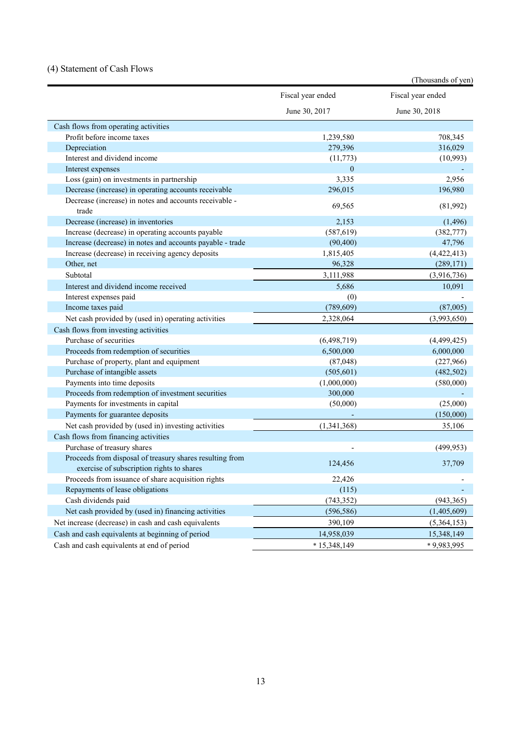### (4) Statement of Cash Flows

(Thousands of yen)

| | Fiscal year ended June 30, 2017 | Fiscal year ended June 30, 2018 |
|---|---|---|
| Cash flows from operating activities | | |
| Profit before income taxes | 1,239,580 | 708,345 |
| Depreciation | 279,396 | 316,029 |
| Interest and dividend income | (11,773) | (10,993) |
| Interest expenses | 0 | - |
| Loss (gain) on investments in partnership | 3,335 | 2,956 |
| Decrease (increase) in operating accounts receivable | 296,015 | 196,980 |
| Decrease (increase) in notes and accounts receivable - trade | 69,565 | (81,992) |
| Decrease (increase) in inventories | 2,153 | (1,496) |
| Increase (decrease) in operating accounts payable | (587,619) | (382,777) |
| Increase (decrease) in notes and accounts payable - trade | (90,400) | 47,796 |
| Increase (decrease) in receiving agency deposits | 1,815,405 | (4,422,413) |
| Other, net | 96,328 | (289,171) |
| Subtotal | 3,111,988 | (3,916,736) |
| Interest and dividend income received | 5,686 | 10,091 |
| Interest expenses paid | (0) | - |
| Income taxes paid | (789,609) | (87,005) |
| Net cash provided by (used in) operating activities | 2,328,064 | (3,993,650) |
| Cash flows from investing activities | | |
| Purchase of securities | (6,498,719) | (4,499,425) |
| Proceeds from redemption of securities | 6,500,000 | 6,000,000 |
| Purchase of property, plant and equipment | (87,048) | (227,966) |
| Purchase of intangible assets | (505,601) | (482,502) |
| Payments into time deposits | (1,000,000) | (580,000) |
| Proceeds from redemption of investment securities | 300,000 | - |
| Payments for investments in capital | (50,000) | (25,000) |
| Payments for guarantee deposits | - | (150,000) |
| Net cash provided by (used in) investing activities | (1,341,368) | 35,106 |
| Cash flows from financing activities | | |
| Purchase of treasury shares | - | (499,953) |
| Proceeds from disposal of treasury shares resulting from exercise of subscription rights to shares | 124,456 | 37,709 |
| Proceeds from issuance of share acquisition rights | 22,426 | - |
| Repayments of lease obligations | (115) | - |
| Cash dividends paid | (743,352) | (943,365) |
| Net cash provided by (used in) financing activities | (596,586) | (1,405,609) |
| Net increase (decrease) in cash and cash equivalents | 390,109 | (5,364,153) |
| Cash and cash equivalents at beginning of period | 14,958,039 | 15,348,149 |
| Cash and cash equivalents at end of period | * 15,348,149 | * 9,983,995 |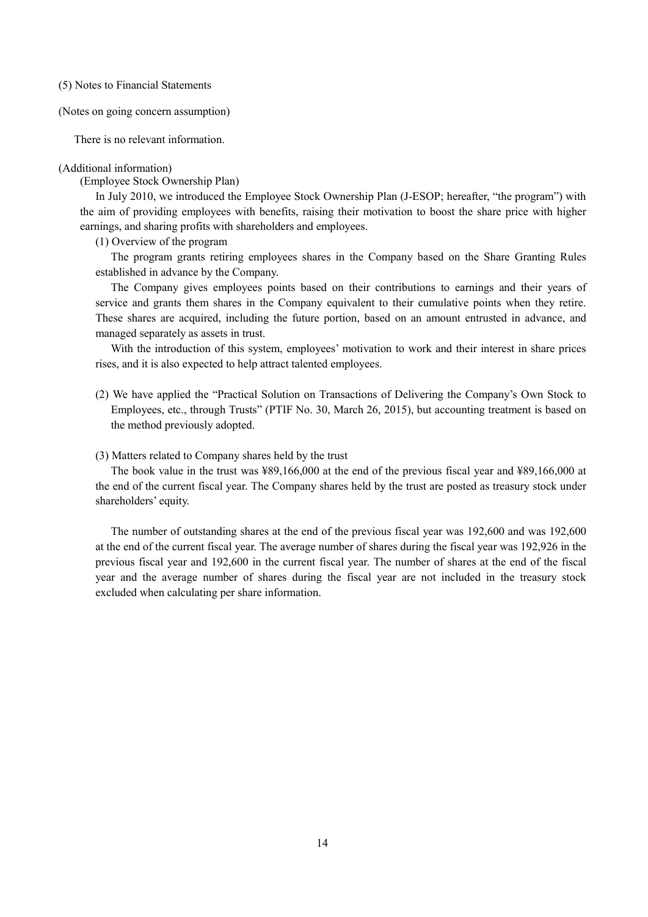(5) Notes to Financial Statements

(Notes on going concern assumption)

There is no relevant information.

(Additional information)

(Employee Stock Ownership Plan)

In July 2010, we introduced the Employee Stock Ownership Plan (J-ESOP; hereafter, "the program") with the aim of providing employees with benefits, raising their motivation to boost the share price with higher earnings, and sharing profits with shareholders and employees.

(1) Overview of the program

The program grants retiring employees shares in the Company based on the Share Granting Rules established in advance by the Company.

The Company gives employees points based on their contributions to earnings and their years of service and grants them shares in the Company equivalent to their cumulative points when they retire. These shares are acquired, including the future portion, based on an amount entrusted in advance, and managed separately as assets in trust.

With the introduction of this system, employees' motivation to work and their interest in share prices rises, and it is also expected to help attract talented employees.

(2) We have applied the "Practical Solution on Transactions of Delivering the Company's Own Stock to Employees, etc., through Trusts" (PTIF No. 30, March 26, 2015), but accounting treatment is based on the method previously adopted.

(3) Matters related to Company shares held by the trust

The book value in the trust was ¥89,166,000 at the end of the previous fiscal year and ¥89,166,000 at the end of the current fiscal year. The Company shares held by the trust are posted as treasury stock under shareholders' equity.

The number of outstanding shares at the end of the previous fiscal year was 192,600 and was 192,600 at the end of the current fiscal year. The average number of shares during the fiscal year was 192,926 in the previous fiscal year and 192,600 in the current fiscal year. The number of shares at the end of the fiscal year and the average number of shares during the fiscal year are not included in the treasury stock excluded when calculating per share information.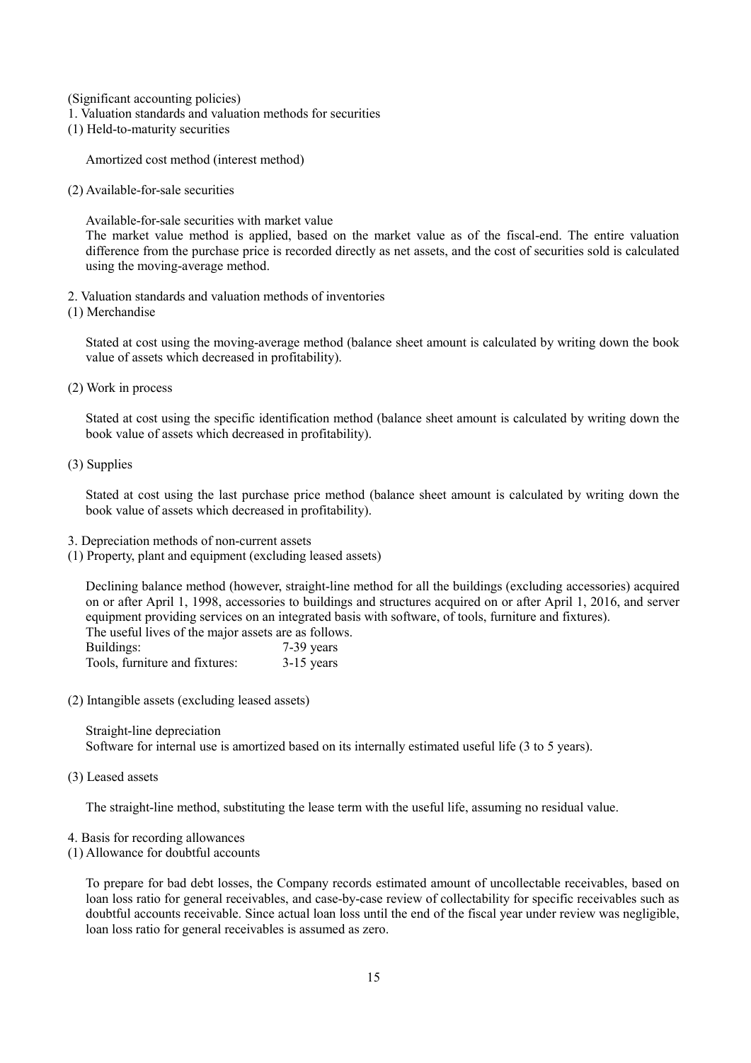(Significant accounting policies)

1. Valuation standards and valuation methods for securities

(1) Held-to-maturity securities

Amortized cost method (interest method)

(2) Available-for-sale securities

Available-for-sale securities with market value

The market value method is applied, based on the market value as of the fiscal-end. The entire valuation difference from the purchase price is recorded directly as net assets, and the cost of securities sold is calculated using the moving-average method.

2. Valuation standards and valuation methods of inventories

(1) Merchandise

Stated at cost using the moving-average method (balance sheet amount is calculated by writing down the book value of assets which decreased in profitability).

(2) Work in process

Stated at cost using the specific identification method (balance sheet amount is calculated by writing down the book value of assets which decreased in profitability).

(3) Supplies

Stated at cost using the last purchase price method (balance sheet amount is calculated by writing down the book value of assets which decreased in profitability).

3. Depreciation methods of non-current assets

(1) Property, plant and equipment (excluding leased assets)

Declining balance method (however, straight-line method for all the buildings (excluding accessories) acquired on or after April 1, 1998, accessories to buildings and structures acquired on or after April 1, 2016, and server equipment providing services on an integrated basis with software, of tools, furniture and fixtures).

The useful lives of the major assets are as follows.

| | |
|---|---|
| Buildings: | 7-39 years |
| Tools, furniture and fixtures: | 3-15 years |

(2) Intangible assets (excluding leased assets)

Straight-line depreciation

Software for internal use is amortized based on its internally estimated useful life (3 to 5 years).

(3) Leased assets

The straight-line method, substituting the lease term with the useful life, assuming no residual value.

4. Basis for recording allowances

(1) Allowance for doubtful accounts

To prepare for bad debt losses, the Company records estimated amount of uncollectable receivables, based on loan loss ratio for general receivables, and case-by-case review of collectability for specific receivables such as doubtful accounts receivable. Since actual loan loss until the end of the fiscal year under review was negligible, loan loss ratio for general receivables is assumed as zero.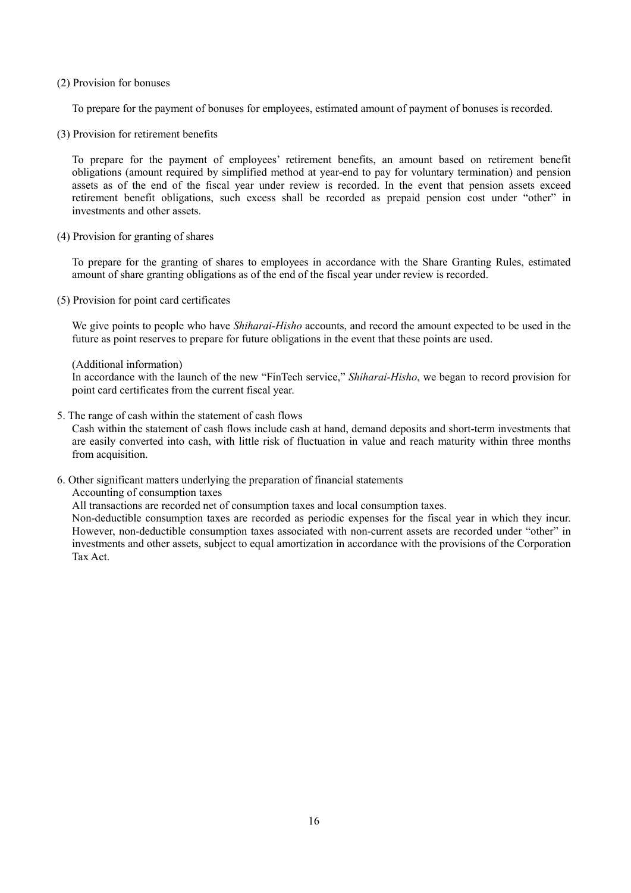(2) Provision for bonuses

To prepare for the payment of bonuses for employees, estimated amount of payment of bonuses is recorded.

(3) Provision for retirement benefits

To prepare for the payment of employees' retirement benefits, an amount based on retirement benefit obligations (amount required by simplified method at year-end to pay for voluntary termination) and pension assets as of the end of the fiscal year under review is recorded. In the event that pension assets exceed retirement benefit obligations, such excess shall be recorded as prepaid pension cost under "other" in investments and other assets.

(4) Provision for granting of shares

To prepare for the granting of shares to employees in accordance with the Share Granting Rules, estimated amount of share granting obligations as of the end of the fiscal year under review is recorded.

(5) Provision for point card certificates

We give points to people who have *Shiharai-Hisho* accounts, and record the amount expected to be used in the future as point reserves to prepare for future obligations in the event that these points are used.

(Additional information)
In accordance with the launch of the new "FinTech service," *Shiharai-Hisho*, we began to record provision for point card certificates from the current fiscal year.

5. The range of cash within the statement of cash flows

Cash within the statement of cash flows include cash at hand, demand deposits and short-term investments that are easily converted into cash, with little risk of fluctuation in value and reach maturity within three months from acquisition.

6. Other significant matters underlying the preparation of financial statements

Accounting of consumption taxes

All transactions are recorded net of consumption taxes and local consumption taxes.

Non-deductible consumption taxes are recorded as periodic expenses for the fiscal year in which they incur. However, non-deductible consumption taxes associated with non-current assets are recorded under "other" in investments and other assets, subject to equal amortization in accordance with the provisions of the Corporation Tax Act.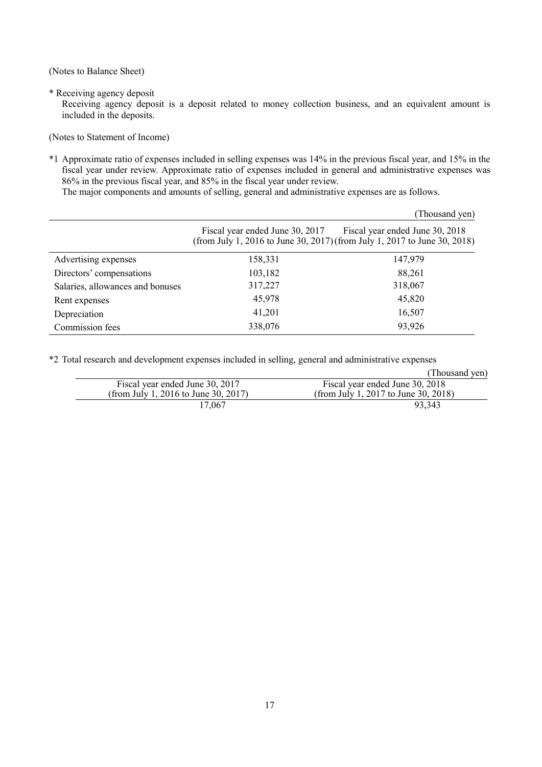(Notes to Balance Sheet)

* Receiving agency deposit

Receiving agency deposit is a deposit related to money collection business, and an equivalent amount is included in the deposits.

(Notes to Statement of Income)

*1 Approximate ratio of expenses included in selling expenses was 14% in the previous fiscal year, and 15% in the fiscal year under review. Approximate ratio of expenses included in general and administrative expenses was 86% in the previous fiscal year, and 85% in the fiscal year under review.

The major components and amounts of selling, general and administrative expenses are as follows.

(Thousand yen)

| | Fiscal year ended June 30, 2017 (from July 1, 2016 to June 30, 2017) | Fiscal year ended June 30, 2018 (from July 1, 2017 to June 30, 2018) |
|---|---|---|
| Advertising expenses | 158,331 | 147,979 |
| Directors' compensations | 103,182 | 88,261 |
| Salaries, allowances and bonuses | 317,227 | 318,067 |
| Rent expenses | 45,978 | 45,820 |
| Depreciation | 41,201 | 16,507 |
| Commission fees | 338,076 | 93,926 |

*2 Total research and development expenses included in selling, general and administrative expenses

(Thousand yen)

| Fiscal year ended June 30, 2017 (from July 1, 2016 to June 30, 2017) | Fiscal year ended June 30, 2018 (from July 1, 2017 to June 30, 2018) |
|---|---|
| 17,067 | 93,343 |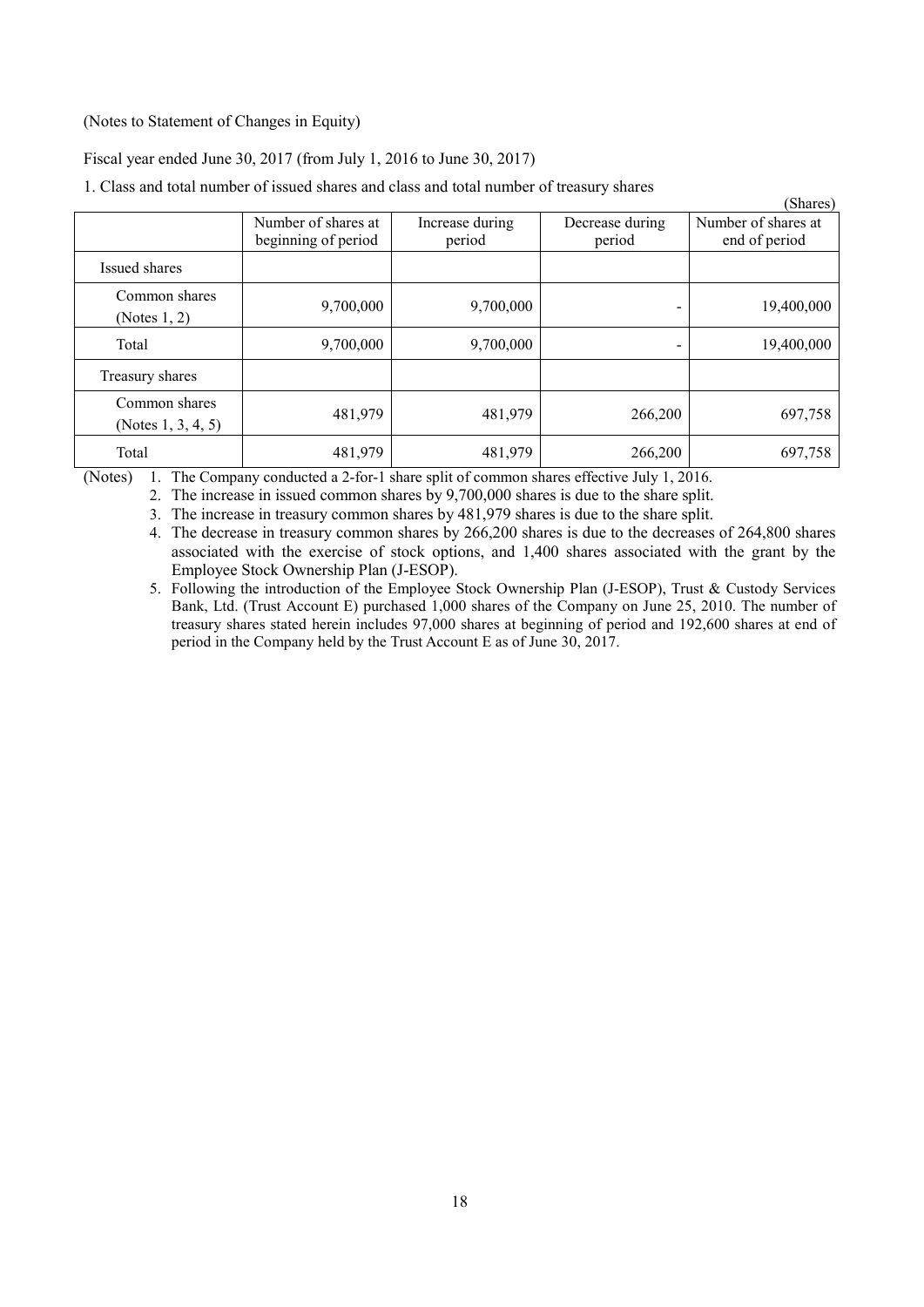(Notes to Statement of Changes in Equity)

Fiscal year ended June 30, 2017 (from July 1, 2016 to June 30, 2017)

1. Class and total number of issued shares and class and total number of treasury shares

(Shares)

| | Number of shares at beginning of period | Increase during period | Decrease during period | Number of shares at end of period |
|---|---|---|---|---|
| Issued shares | | | | |
| Common shares (Notes 1, 2) | 9,700,000 | 9,700,000 | - | 19,400,000 |
| Total | 9,700,000 | 9,700,000 | - | 19,400,000 |
| Treasury shares | | | | |
| Common shares (Notes 1, 3, 4, 5) | 481,979 | 481,979 | 266,200 | 697,758 |
| Total | 481,979 | 481,979 | 266,200 | 697,758 |

(Notes)
1. The Company conducted a 2-for-1 share split of common shares effective July 1, 2016.
2. The increase in issued common shares by 9,700,000 shares is due to the share split.
3. The increase in treasury common shares by 481,979 shares is due to the share split.
4. The decrease in treasury common shares by 266,200 shares is due to the decreases of 264,800 shares associated with the exercise of stock options, and 1,400 shares associated with the grant by the Employee Stock Ownership Plan (J-ESOP).
5. Following the introduction of the Employee Stock Ownership Plan (J-ESOP), Trust & Custody Services Bank, Ltd. (Trust Account E) purchased 1,000 shares of the Company on June 25, 2010. The number of treasury shares stated herein includes 97,000 shares at beginning of period and 192,600 shares at end of period in the Company held by the Trust Account E as of June 30, 2017.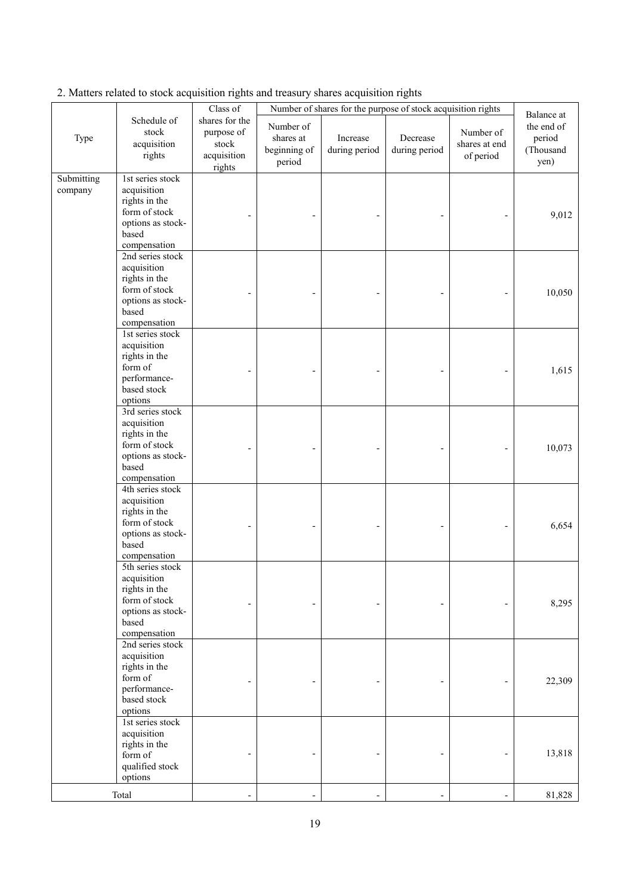2. Matters related to stock acquisition rights and treasury shares acquisition rights

| Type | Schedule of stock acquisition rights | Class of shares for the purpose of stock acquisition rights | Number of shares for the purpose of stock acquisition rights | | | | Balance at the end of period (Thousand yen) |
|---|---|---|---|---|---|---|---|
| | | | Number of shares at beginning of period | Increase during period | Decrease during period | Number of shares at end of period | |
| Submitting company | 1st series stock acquisition rights in the form of stock options as stock-based compensation | - | - | - | - | - | 9,012 |
| | 2nd series stock acquisition rights in the form of stock options as stock-based compensation | - | - | - | - | - | 10,050 |
| | 1st series stock acquisition rights in the form of performance-based stock options | - | - | - | - | - | 1,615 |
| | 3rd series stock acquisition rights in the form of stock options as stock-based compensation | - | - | - | - | - | 10,073 |
| | 4th series stock acquisition rights in the form of stock options as stock-based compensation | - | - | - | - | - | 6,654 |
| | 5th series stock acquisition rights in the form of stock options as stock-based compensation | - | - | - | - | - | 8,295 |
| | 2nd series stock acquisition rights in the form of performance-based stock options | - | - | - | - | - | 22,309 |
| | 1st series stock acquisition rights in the form of qualified stock options | - | - | - | - | - | 13,818 |
| Total | | - | - | - | - | - | 81,828 |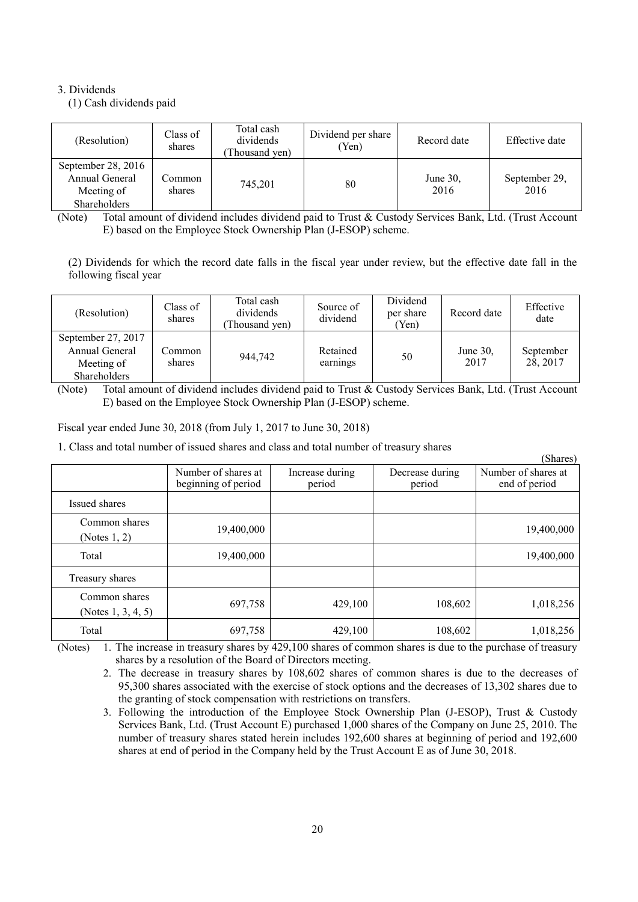3. Dividends

(1) Cash dividends paid

| (Resolution) | Class of shares | Total cash dividends (Thousand yen) | Dividend per share (Yen) | Record date | Effective date |
|---|---|---|---|---|---|
| September 28, 2016 Annual General Meeting of Shareholders | Common shares | 745,201 | 80 | June 30, 2016 | September 29, 2016 |

(Note) Total amount of dividend includes dividend paid to Trust & Custody Services Bank, Ltd. (Trust Account E) based on the Employee Stock Ownership Plan (J-ESOP) scheme.

(2) Dividends for which the record date falls in the fiscal year under review, but the effective date fall in the following fiscal year

| (Resolution) | Class of shares | Total cash dividends (Thousand yen) | Source of dividend | Dividend per share (Yen) | Record date | Effective date |
|---|---|---|---|---|---|---|
| September 27, 2017 Annual General Meeting of Shareholders | Common shares | 944,742 | Retained earnings | 50 | June 30, 2017 | September 28, 2017 |

(Note) Total amount of dividend includes dividend paid to Trust & Custody Services Bank, Ltd. (Trust Account E) based on the Employee Stock Ownership Plan (J-ESOP) scheme.

Fiscal year ended June 30, 2018 (from July 1, 2017 to June 30, 2018)

1. Class and total number of issued shares and class and total number of treasury shares

(Shares)

| | Number of shares at beginning of period | Increase during period | Decrease during period | Number of shares at end of period |
|---|---|---|---|---|
| Issued shares | | | | |
| Common shares (Notes 1, 2) | 19,400,000 | | | 19,400,000 |
| Total | 19,400,000 | | | 19,400,000 |
| Treasury shares | | | | |
| Common shares (Notes 1, 3, 4, 5) | 697,758 | 429,100 | 108,602 | 1,018,256 |
| Total | 697,758 | 429,100 | 108,602 | 1,018,256 |

(Notes)
1. The increase in treasury shares by 429,100 shares of common shares is due to the purchase of treasury shares by a resolution of the Board of Directors meeting.
2. The decrease in treasury shares by 108,602 shares of common shares is due to the decreases of 95,300 shares associated with the exercise of stock options and the decreases of 13,302 shares due to the granting of stock compensation with restrictions on transfers.
3. Following the introduction of the Employee Stock Ownership Plan (J-ESOP), Trust & Custody Services Bank, Ltd. (Trust Account E) purchased 1,000 shares of the Company on June 25, 2010. The number of treasury shares stated herein includes 192,600 shares at beginning of period and 192,600 shares at end of period in the Company held by the Trust Account E as of June 30, 2018.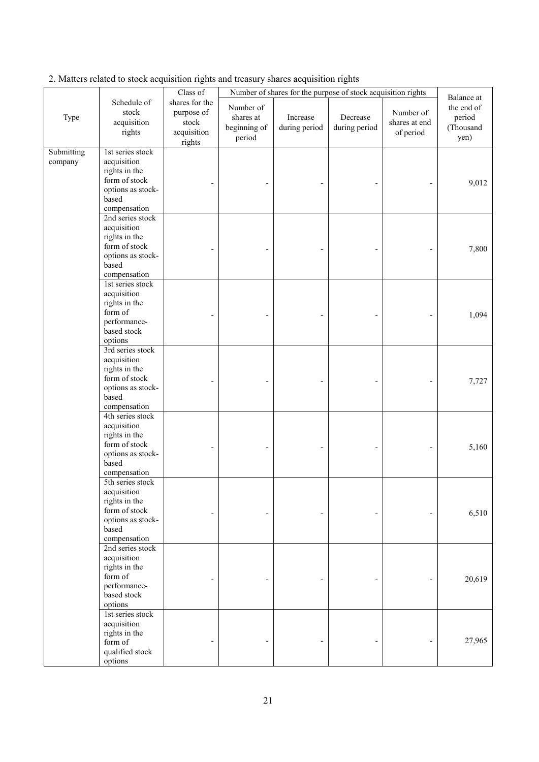2. Matters related to stock acquisition rights and treasury shares acquisition rights

| Type | Schedule of stock acquisition rights | Class of shares for the purpose of stock acquisition rights | Number of shares for the purpose of stock acquisition rights | | | | Balance at the end of period (Thousand yen) |
|---|---|---|---|---|---|---|---|
| | | | Number of shares at beginning of period | Increase during period | Decrease during period | Number of shares at end of period | |
| Submitting company | 1st series stock acquisition rights in the form of stock options as stock-based compensation | - | - | - | - | - | 9,012 |
| | 2nd series stock acquisition rights in the form of stock options as stock-based compensation | - | - | - | - | - | 7,800 |
| | 1st series stock acquisition rights in the form of performance-based stock options | - | - | - | - | - | 1,094 |
| | 3rd series stock acquisition rights in the form of stock options as stock-based compensation | - | - | - | - | - | 7,727 |
| | 4th series stock acquisition rights in the form of stock options as stock-based compensation | - | - | - | - | - | 5,160 |
| | 5th series stock acquisition rights in the form of stock options as stock-based compensation | - | - | - | - | - | 6,510 |
| | 2nd series stock acquisition rights in the form of performance-based stock options | - | - | - | - | - | 20,619 |
| | 1st series stock acquisition rights in the form of qualified stock options | - | - | - | - | - | 27,965 |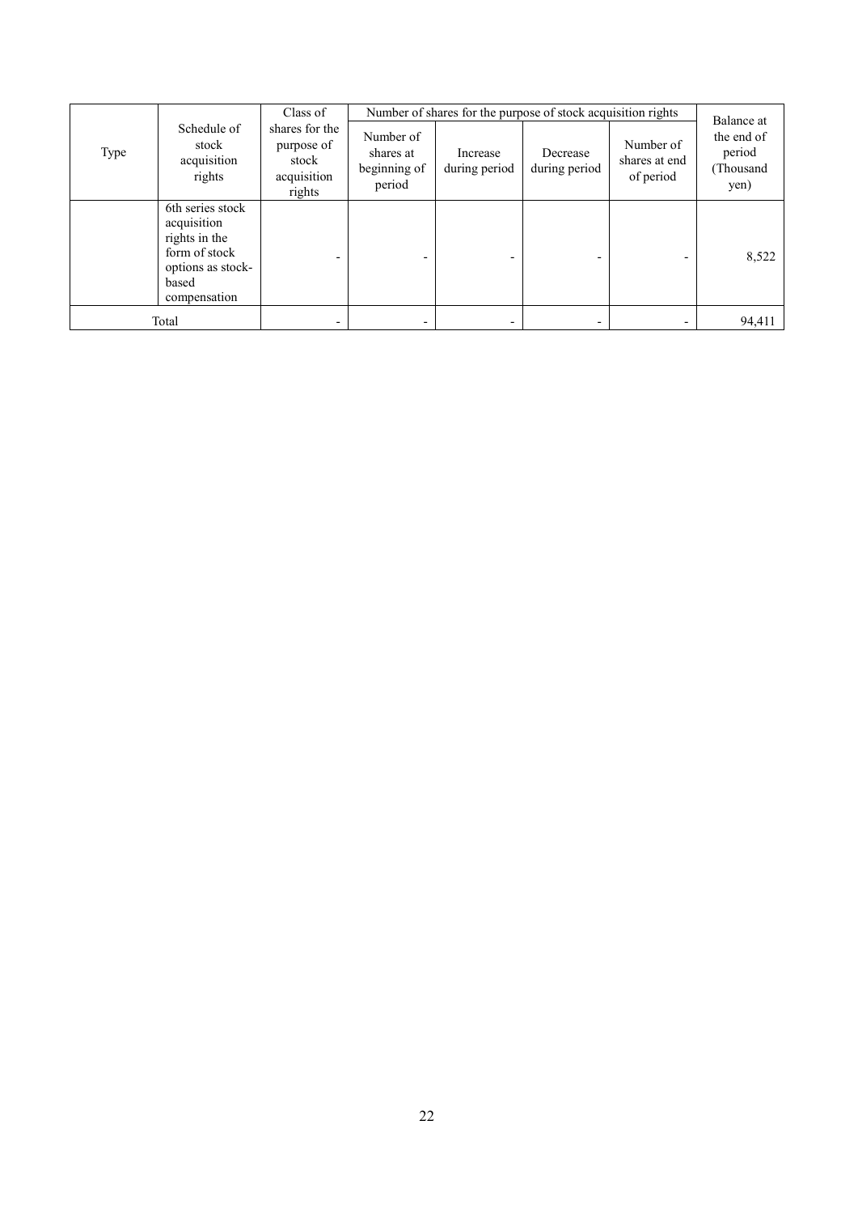| Type | Schedule of stock acquisition rights | Class of shares for the purpose of stock acquisition rights | Number of shares for the purpose of stock acquisition rights | | | | Balance at the end of period (Thousand yen) |
|---|---|---|---|---|---|---|---|
| | | | Number of shares at beginning of period | Increase during period | Decrease during period | Number of shares at end of period | |
| | 6th series stock acquisition rights in the form of stock options as stock-based compensation | - | - | - | - | - | 8,522 |
| Total | | - | - | - | - | - | 94,411 |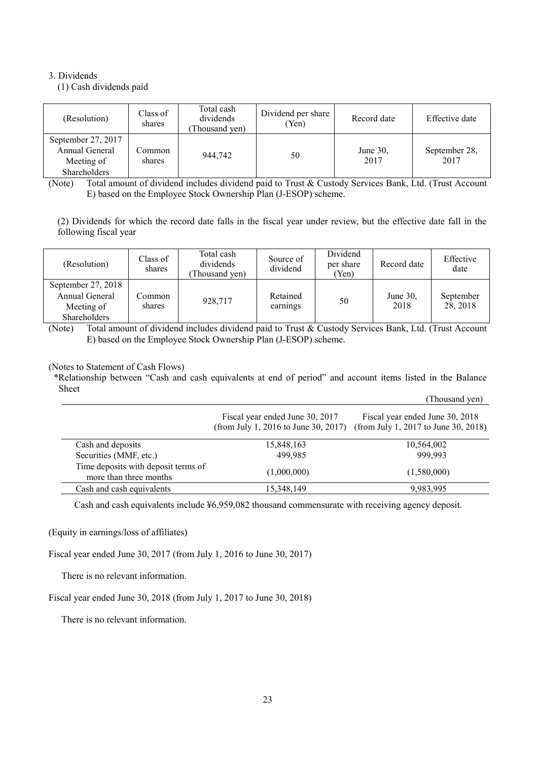3. Dividends

(1) Cash dividends paid

| (Resolution) | Class of shares | Total cash dividends (Thousand yen) | Dividend per share (Yen) | Record date | Effective date |
|---|---|---|---|---|---|
| September 27, 2017 Annual General Meeting of Shareholders | Common shares | 944,742 | 50 | June 30, 2017 | September 28, 2017 |

(Note) Total amount of dividend includes dividend paid to Trust & Custody Services Bank, Ltd. (Trust Account E) based on the Employee Stock Ownership Plan (J-ESOP) scheme.

(2) Dividends for which the record date falls in the fiscal year under review, but the effective date fall in the following fiscal year

| (Resolution) | Class of shares | Total cash dividends (Thousand yen) | Source of dividend | Dividend per share (Yen) | Record date | Effective date |
|---|---|---|---|---|---|---|
| September 27, 2018 Annual General Meeting of Shareholders | Common shares | 928,717 | Retained earnings | 50 | June 30, 2018 | September 28, 2018 |

(Note) Total amount of dividend includes dividend paid to Trust & Custody Services Bank, Ltd. (Trust Account E) based on the Employee Stock Ownership Plan (J-ESOP) scheme.

(Notes to Statement of Cash Flows)

*Relationship between "Cash and cash equivalents at end of period" and account items listed in the Balance Sheet

(Thousand yen)

| | Fiscal year ended June 30, 2017 (from July 1, 2016 to June 30, 2017) | Fiscal year ended June 30, 2018 (from July 1, 2017 to June 30, 2018) |
|---|---|---|
| Cash and deposits | 15,848,163 | 10,564,002 |
| Securities (MMF, etc.) | 499,985 | 999,993 |
| Time deposits with deposit terms of more than three months | (1,000,000) | (1,580,000) |
| Cash and cash equivalents | 15,348,149 | 9,983,995 |

Cash and cash equivalents include ¥6,959,082 thousand commensurate with receiving agency deposit.

(Equity in earnings/loss of affiliates)

Fiscal year ended June 30, 2017 (from July 1, 2016 to June 30, 2017)

There is no relevant information.

Fiscal year ended June 30, 2018 (from July 1, 2017 to June 30, 2018)

There is no relevant information.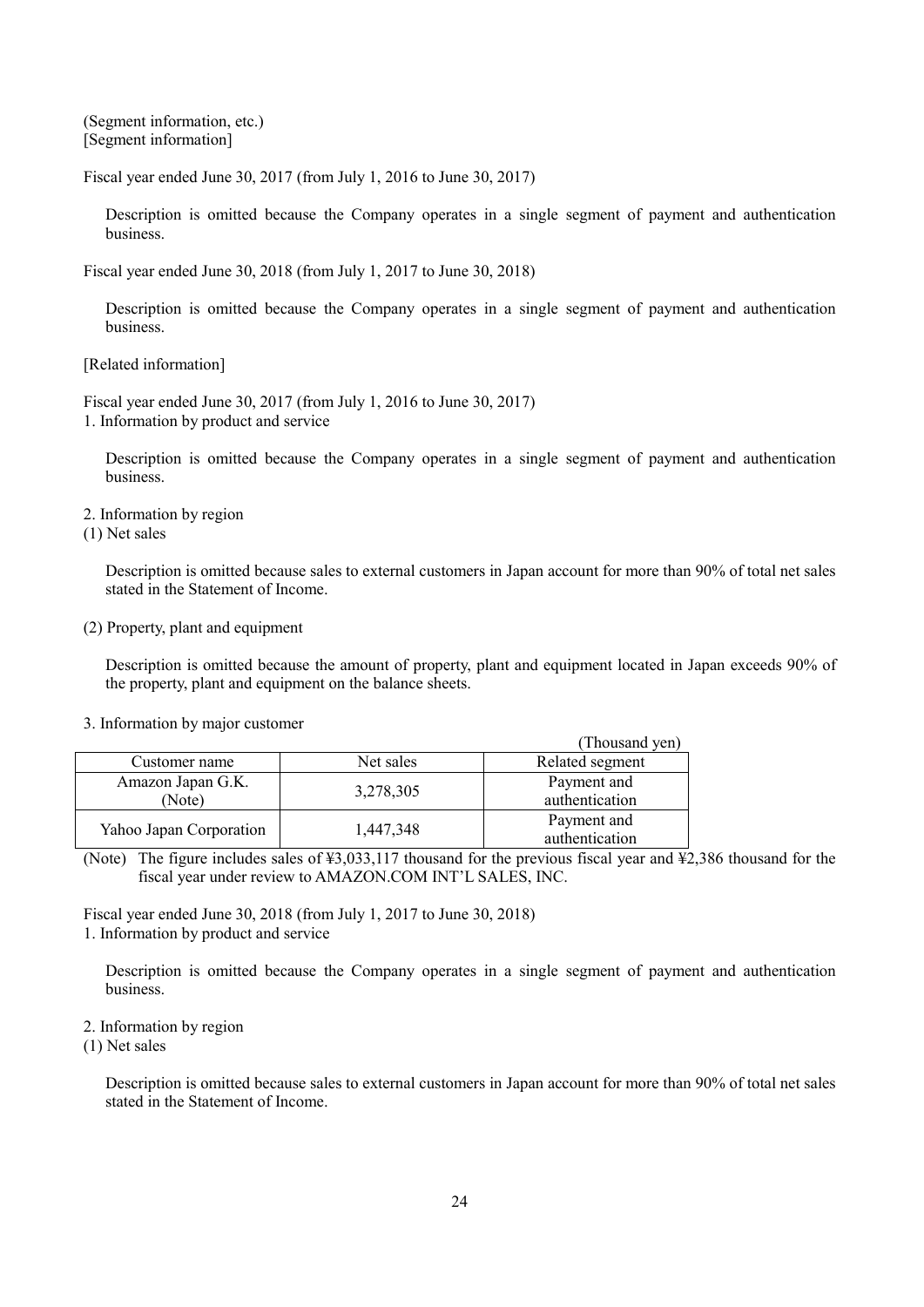(Segment information, etc.)
[Segment information]

Fiscal year ended June 30, 2017 (from July 1, 2016 to June 30, 2017)

Description is omitted because the Company operates in a single segment of payment and authentication business.

Fiscal year ended June 30, 2018 (from July 1, 2017 to June 30, 2018)

Description is omitted because the Company operates in a single segment of payment and authentication business.

[Related information]

Fiscal year ended June 30, 2017 (from July 1, 2016 to June 30, 2017)
1. Information by product and service

Description is omitted because the Company operates in a single segment of payment and authentication business.

2. Information by region
(1) Net sales

Description is omitted because sales to external customers in Japan account for more than 90% of total net sales stated in the Statement of Income.

(2) Property, plant and equipment

Description is omitted because the amount of property, plant and equipment located in Japan exceeds 90% of the property, plant and equipment on the balance sheets.

3. Information by major customer

(Thousand yen)

| Customer name | Net sales | Related segment |
|---|---|---|
| Amazon Japan G.K. (Note) | 3,278,305 | Payment and authentication |
| Yahoo Japan Corporation | 1,447,348 | Payment and authentication |

(Note) The figure includes sales of ¥3,033,117 thousand for the previous fiscal year and ¥2,386 thousand for the fiscal year under review to AMAZON.COM INT'L SALES, INC.

Fiscal year ended June 30, 2018 (from July 1, 2017 to June 30, 2018)
1. Information by product and service

Description is omitted because the Company operates in a single segment of payment and authentication business.

2. Information by region
(1) Net sales

Description is omitted because sales to external customers in Japan account for more than 90% of total net sales stated in the Statement of Income.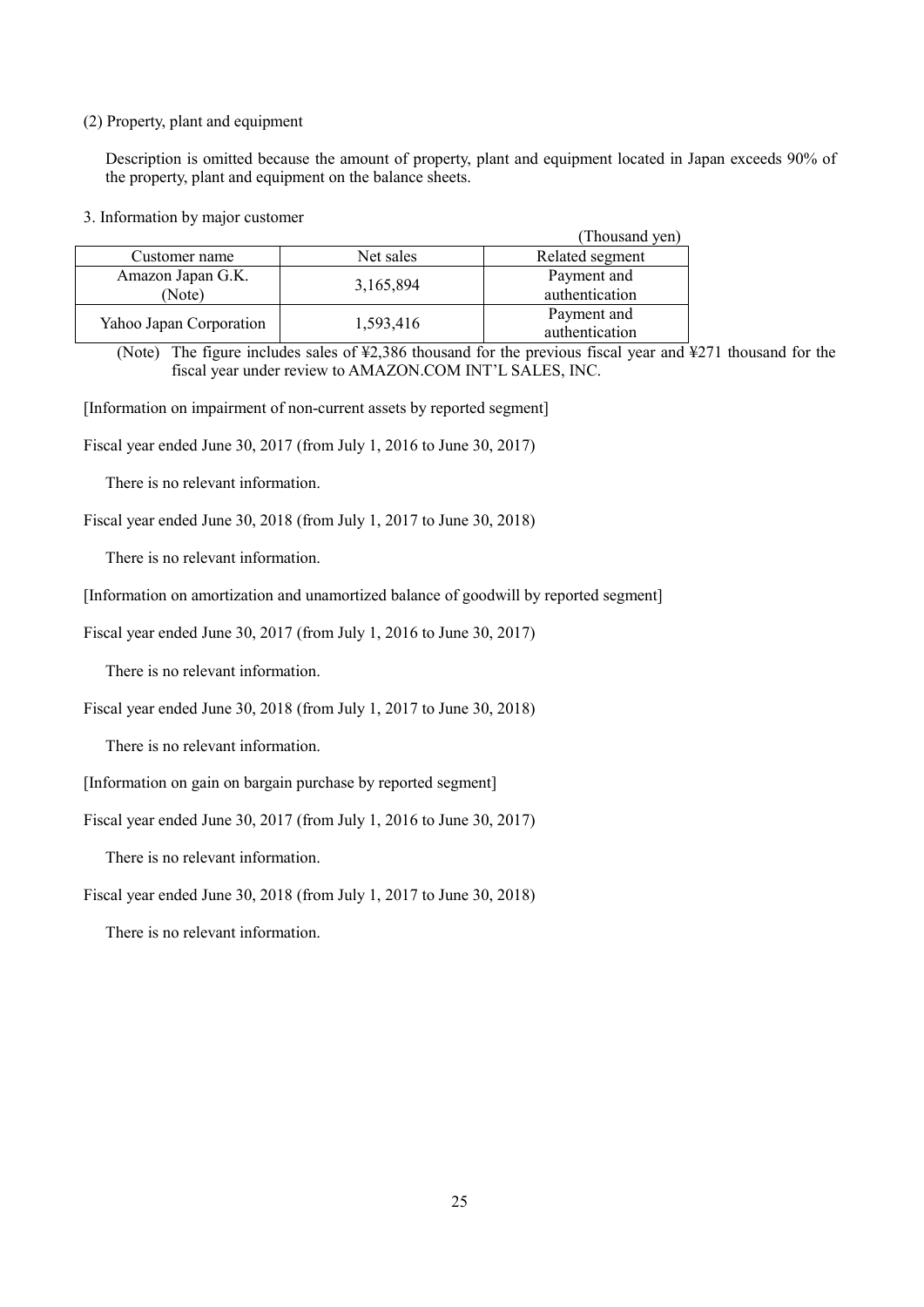(2) Property, plant and equipment

Description is omitted because the amount of property, plant and equipment located in Japan exceeds 90% of the property, plant and equipment on the balance sheets.

3. Information by major customer

(Thousand yen)

| Customer name | Net sales | Related segment |
|---|---|---|
| Amazon Japan G.K. (Note) | 3,165,894 | Payment and authentication |
| Yahoo Japan Corporation | 1,593,416 | Payment and authentication |

(Note) The figure includes sales of ¥2,386 thousand for the previous fiscal year and ¥271 thousand for the fiscal year under review to AMAZON.COM INT'L SALES, INC.

[Information on impairment of non-current assets by reported segment]

Fiscal year ended June 30, 2017 (from July 1, 2016 to June 30, 2017)

There is no relevant information.

Fiscal year ended June 30, 2018 (from July 1, 2017 to June 30, 2018)

There is no relevant information.

[Information on amortization and unamortized balance of goodwill by reported segment]

Fiscal year ended June 30, 2017 (from July 1, 2016 to June 30, 2017)

There is no relevant information.

Fiscal year ended June 30, 2018 (from July 1, 2017 to June 30, 2018)

There is no relevant information.

[Information on gain on bargain purchase by reported segment]

Fiscal year ended June 30, 2017 (from July 1, 2016 to June 30, 2017)

There is no relevant information.

Fiscal year ended June 30, 2018 (from July 1, 2017 to June 30, 2018)

There is no relevant information.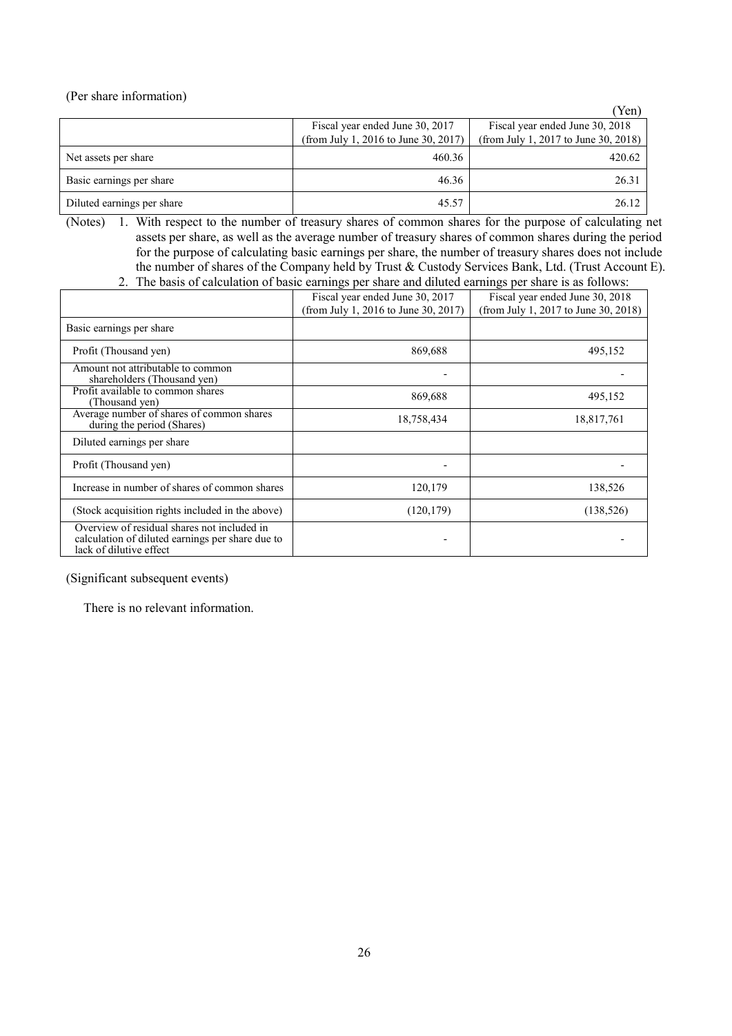(Per share information)

(Yen)

| | Fiscal year ended June 30, 2017 (from July 1, 2016 to June 30, 2017) | Fiscal year ended June 30, 2018 (from July 1, 2017 to June 30, 2018) |
|---|---|---|
| Net assets per share | 460.36 | 420.62 |
| Basic earnings per share | 46.36 | 26.31 |
| Diluted earnings per share | 45.57 | 26.12 |

(Notes) 1. With respect to the number of treasury shares of common shares for the purpose of calculating net assets per share, as well as the average number of treasury shares of common shares during the period for the purpose of calculating basic earnings per share, the number of treasury shares does not include the number of shares of the Company held by Trust & Custody Services Bank, Ltd. (Trust Account E).

2. The basis of calculation of basic earnings per share and diluted earnings per share is as follows:

| | Fiscal year ended June 30, 2017 (from July 1, 2016 to June 30, 2017) | Fiscal year ended June 30, 2018 (from July 1, 2017 to June 30, 2018) |
|---|---|---|
| Basic earnings per share | | |
| Profit (Thousand yen) | 869,688 | 495,152 |
| Amount not attributable to common shareholders (Thousand yen) | - | - |
| Profit available to common shares (Thousand yen) | 869,688 | 495,152 |
| Average number of shares of common shares during the period (Shares) | 18,758,434 | 18,817,761 |
| Diluted earnings per share | | |
| Profit (Thousand yen) | - | - |
| Increase in number of shares of common shares | 120,179 | 138,526 |
| (Stock acquisition rights included in the above) | (120,179) | (138,526) |
| Overview of residual shares not included in calculation of diluted earnings per share due to lack of dilutive effect | - | - |

(Significant subsequent events)

There is no relevant information.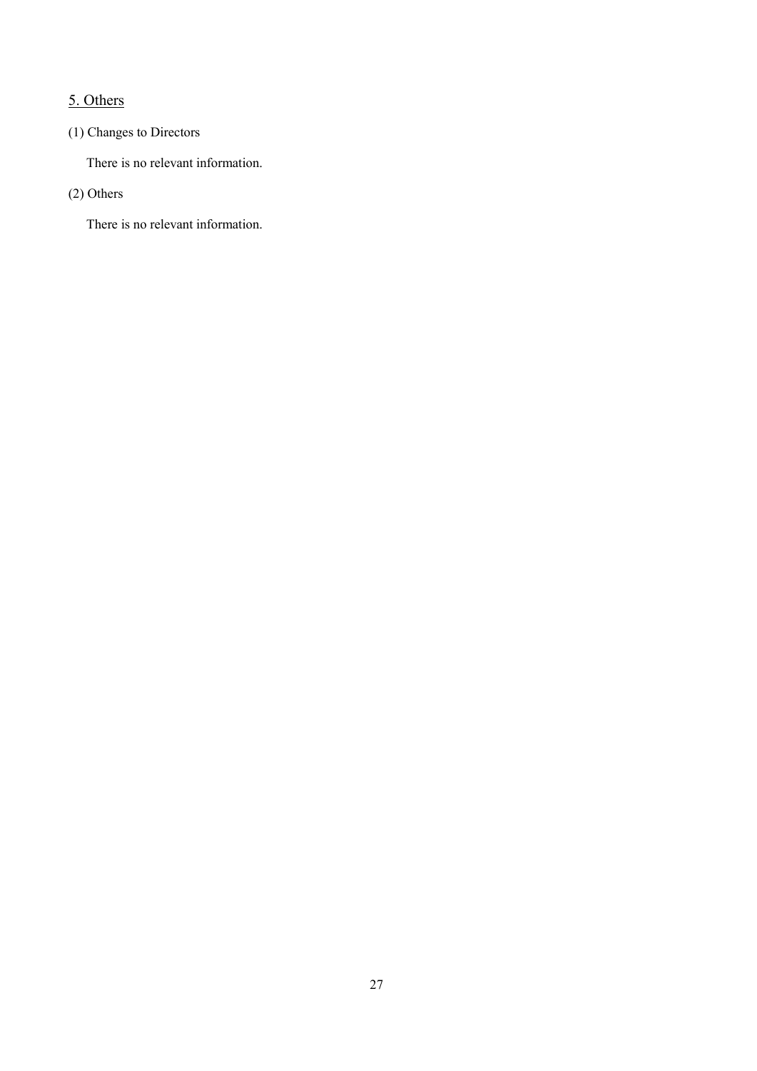## 5. Others

(1) Changes to Directors

There is no relevant information.

(2) Others

There is no relevant information.